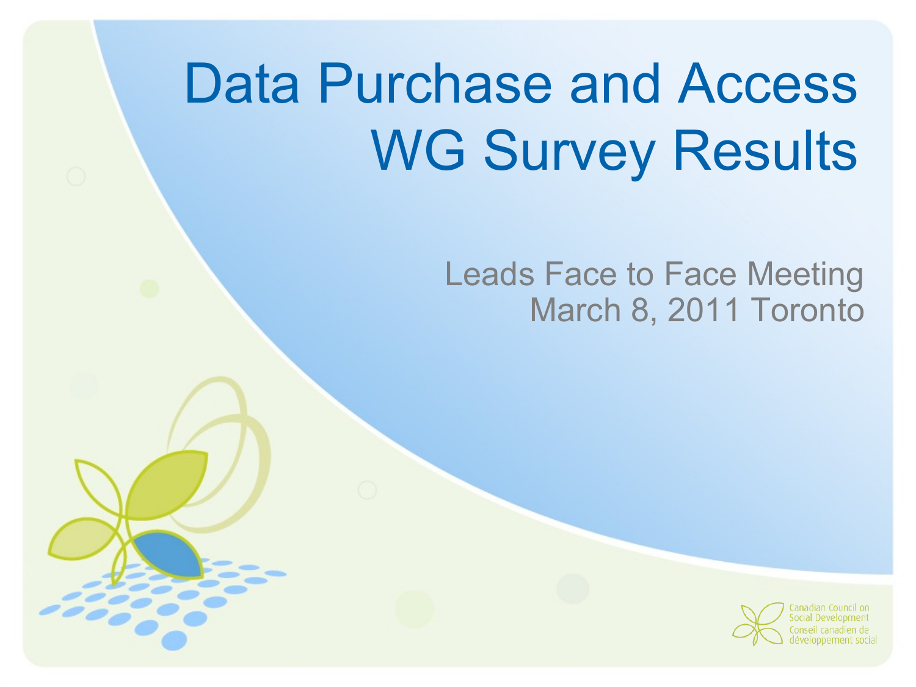# Data Purchase and Access WG Survey Results

Leads Face to Face Meeting
March 8, 2011 Toronto

Canadian Council on Social Development
Conseil canadien de développement social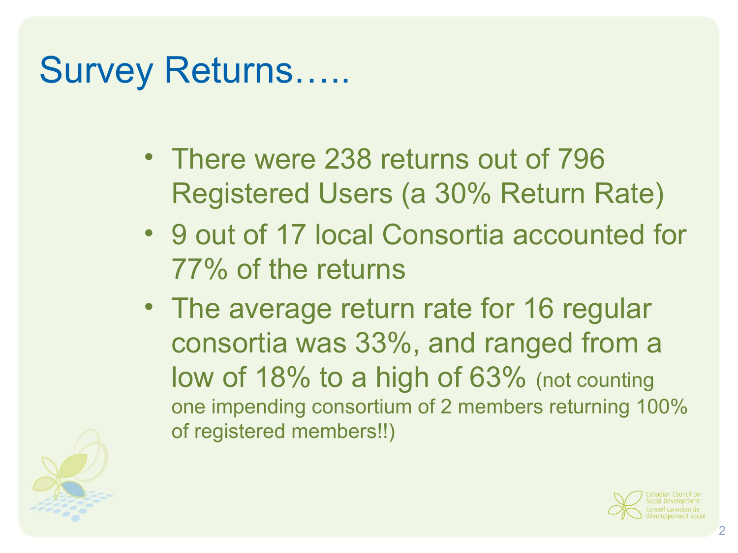# Survey Returns…..

- There were 238 returns out of 796 Registered Users (a 30% Return Rate)
- 9 out of 17 local Consortia accounted for 77% of the returns
- The average return rate for 16 regular consortia was 33%, and ranged from a low of 18% to a high of 63% (not counting one impending consortium of 2 members returning 100% of registered members!!)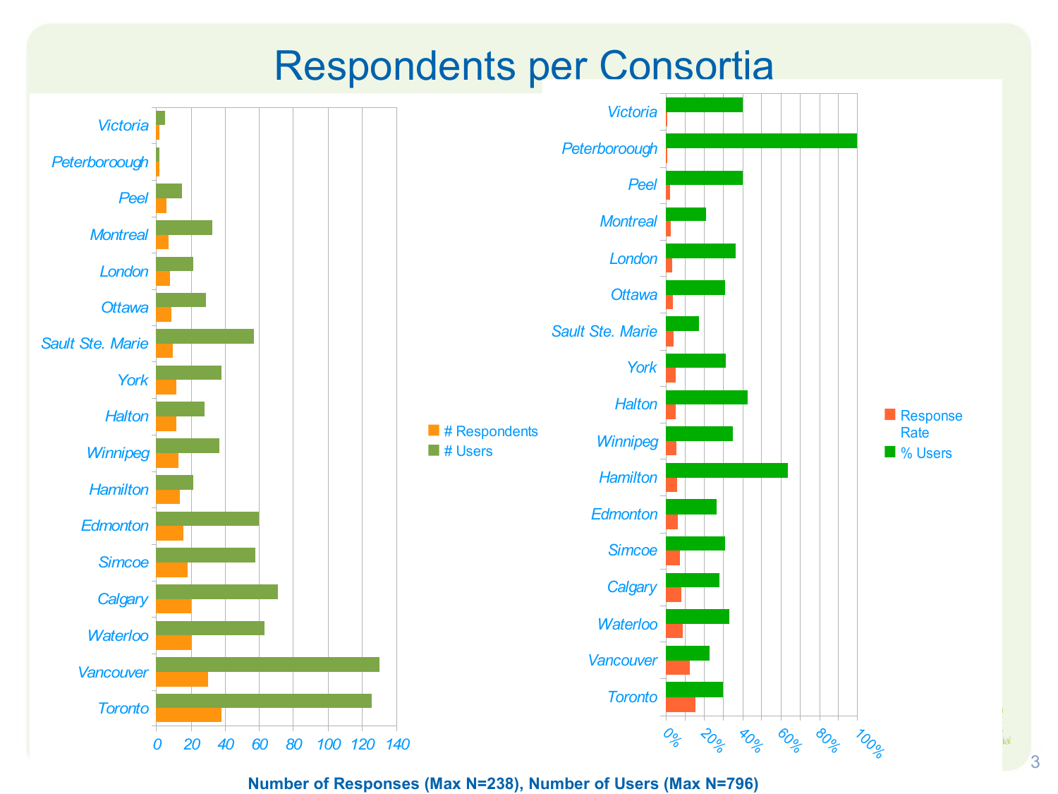# Respondents per Consortia

Number of Responses (Max N=238), Number of Users (Max N=796)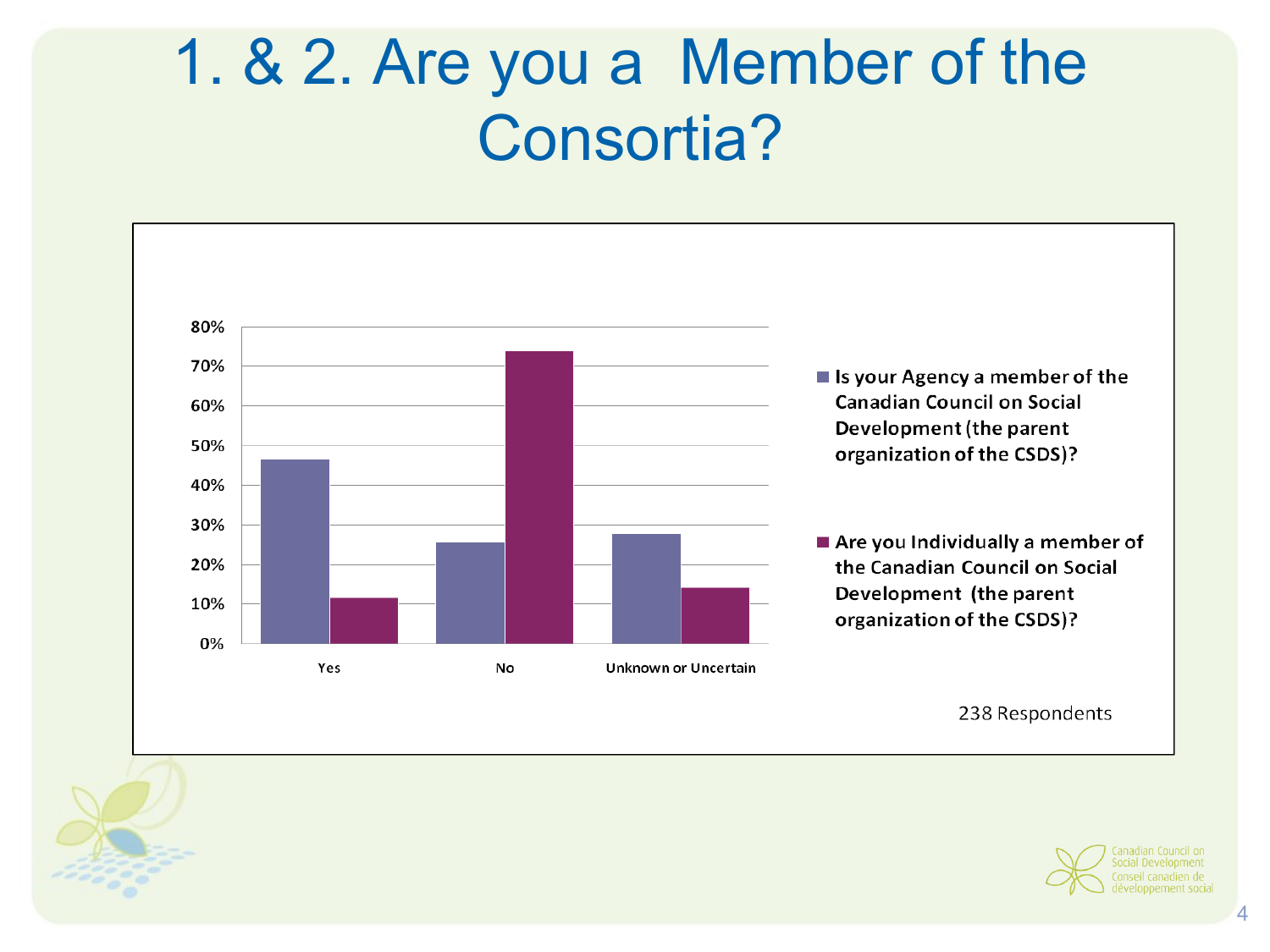# 1. & 2. Are you a Member of the Consortia?

| | Yes | No | Unknown or Uncertain |
|---|---|---|---|
| Is your Agency a member of the Canadian Council on Social Development (the parent organization of the CSDS)? | ~46% | ~26% | ~28% |
| Are you Individually a member of the Canadian Council on Social Development (the parent organization of the CSDS)? | ~12% | ~74% | ~14% |

238 Respondents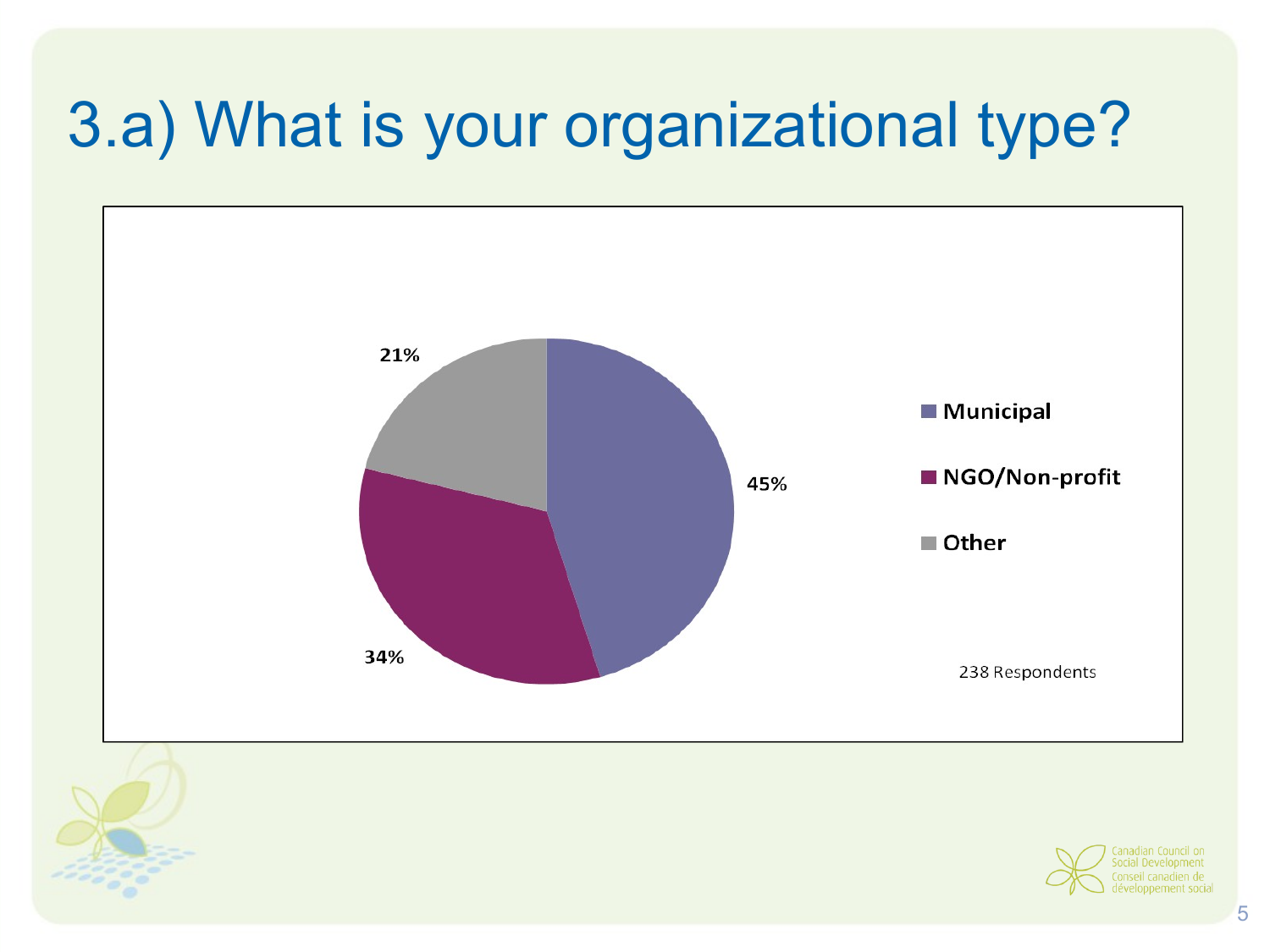# 3.a) What is your organizational type?

| Organizational type | Percentage |
|---|---|
| Municipal | 45% |
| NGO/Non-profit | 34% |
| Other | 21% |

238 Respondents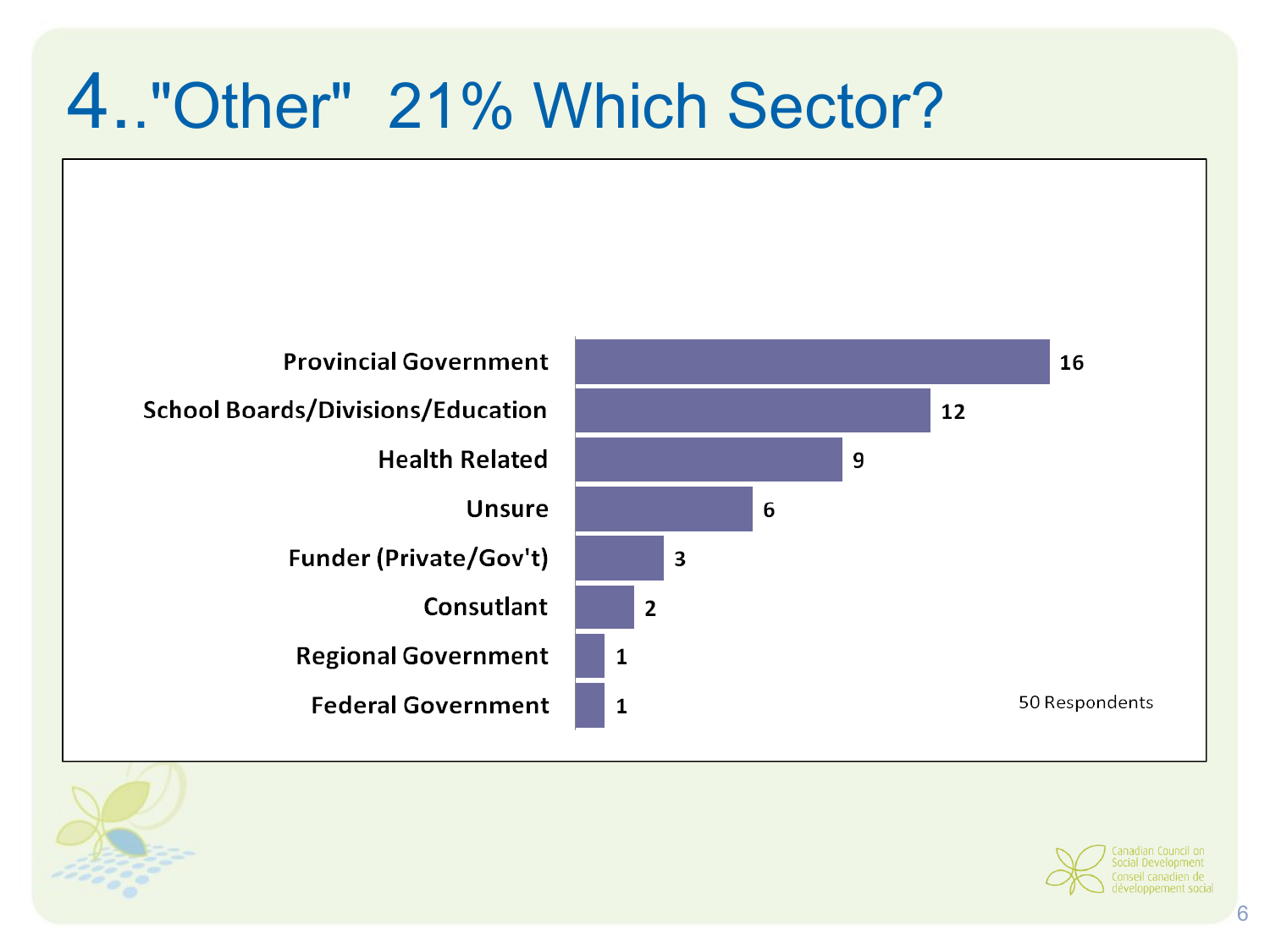# 4.."Other" 21% Which Sector?

| Sector | Respondents |
| --- | --- |
| Provincial Government | 16 |
| School Boards/Divisions/Education | 12 |
| Health Related | 9 |
| Unsure | 6 |
| Funder (Private/Gov't) | 3 |
| Consutlant | 2 |
| Regional Government | 1 |
| Federal Government | 1 |

50 Respondents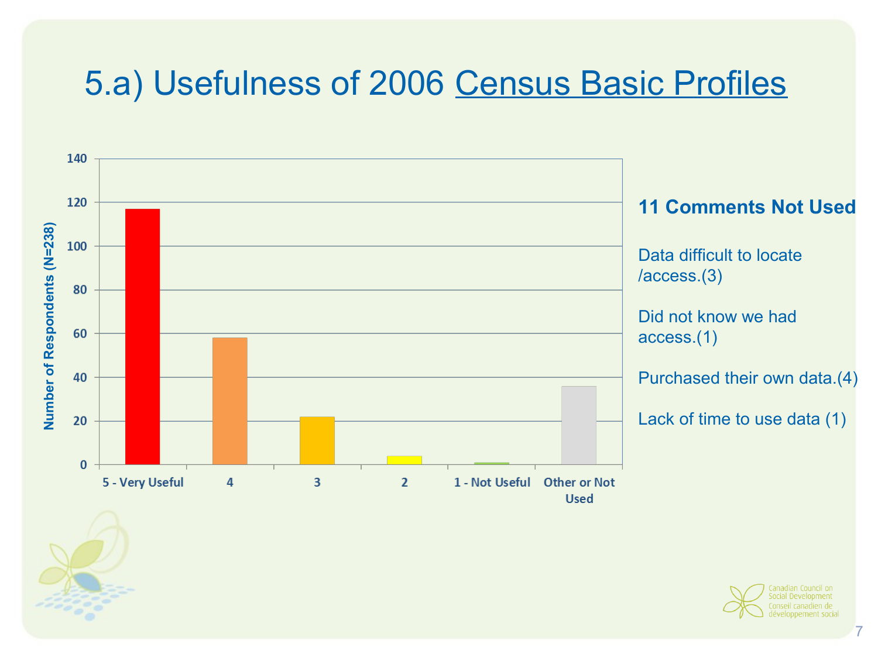# 5.a) Usefulness of 2006 Census Basic Profiles

| Rating | Number of Respondents (N=238) |
|---|---|
| 5 - Very Useful | 117 |
| 4 | 58 |
| 3 | 22 |
| 2 | 4 |
| 1 - Not Useful | 1 |
| Other or Not Used | 36 |

**11 Comments Not Used**

Data difficult to locate /access.(3)

Did not know we had access.(1)

Purchased their own data.(4)

Lack of time to use data (1)

Canadian Council on Social Development
Conseil canadien de développement social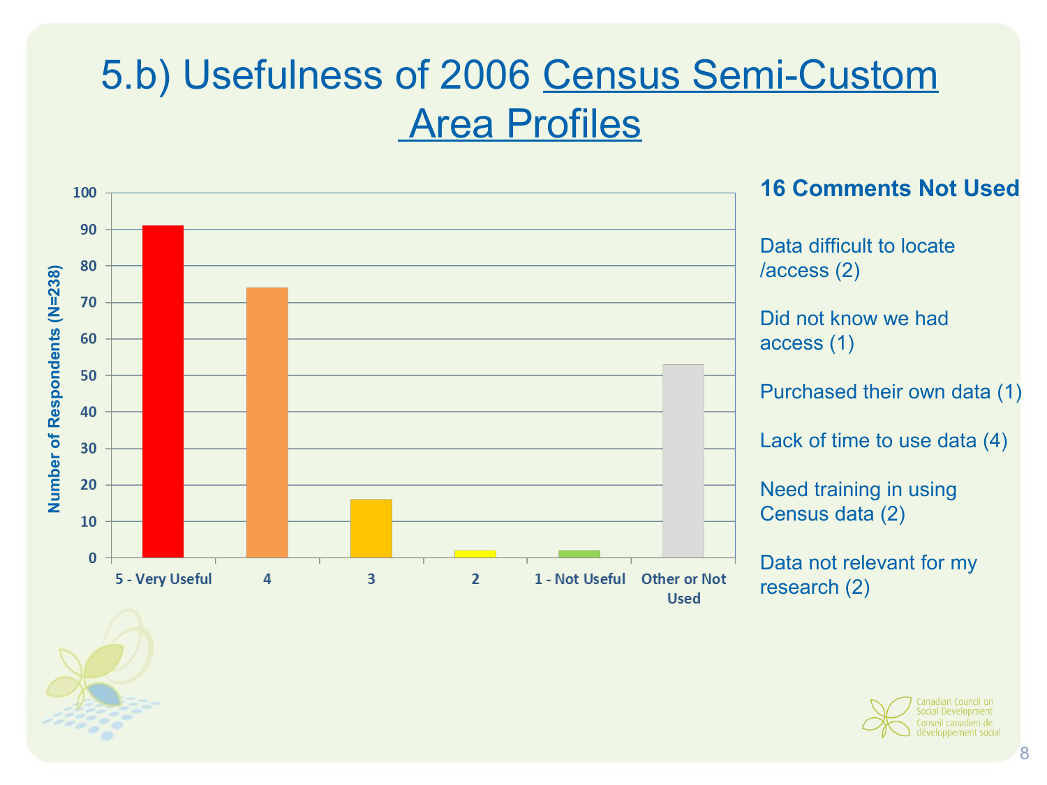# 5.b) Usefulness of 2006 Census Semi-Custom Area Profiles

Number of Respondents (N=238)

| Rating | Number of Respondents |
|---|---|
| 5 - Very Useful | 91 |
| 4 | 74 |
| 3 | 16 |
| 2 | 2 |
| 1 - Not Useful | 2 |
| Other or Not Used | 53 |

**16 Comments Not Used**

Data difficult to locate /access (2)

Did not know we had access (1)

Purchased their own data (1)

Lack of time to use data (4)

Need training in using Census data (2)

Data not relevant for my research (2)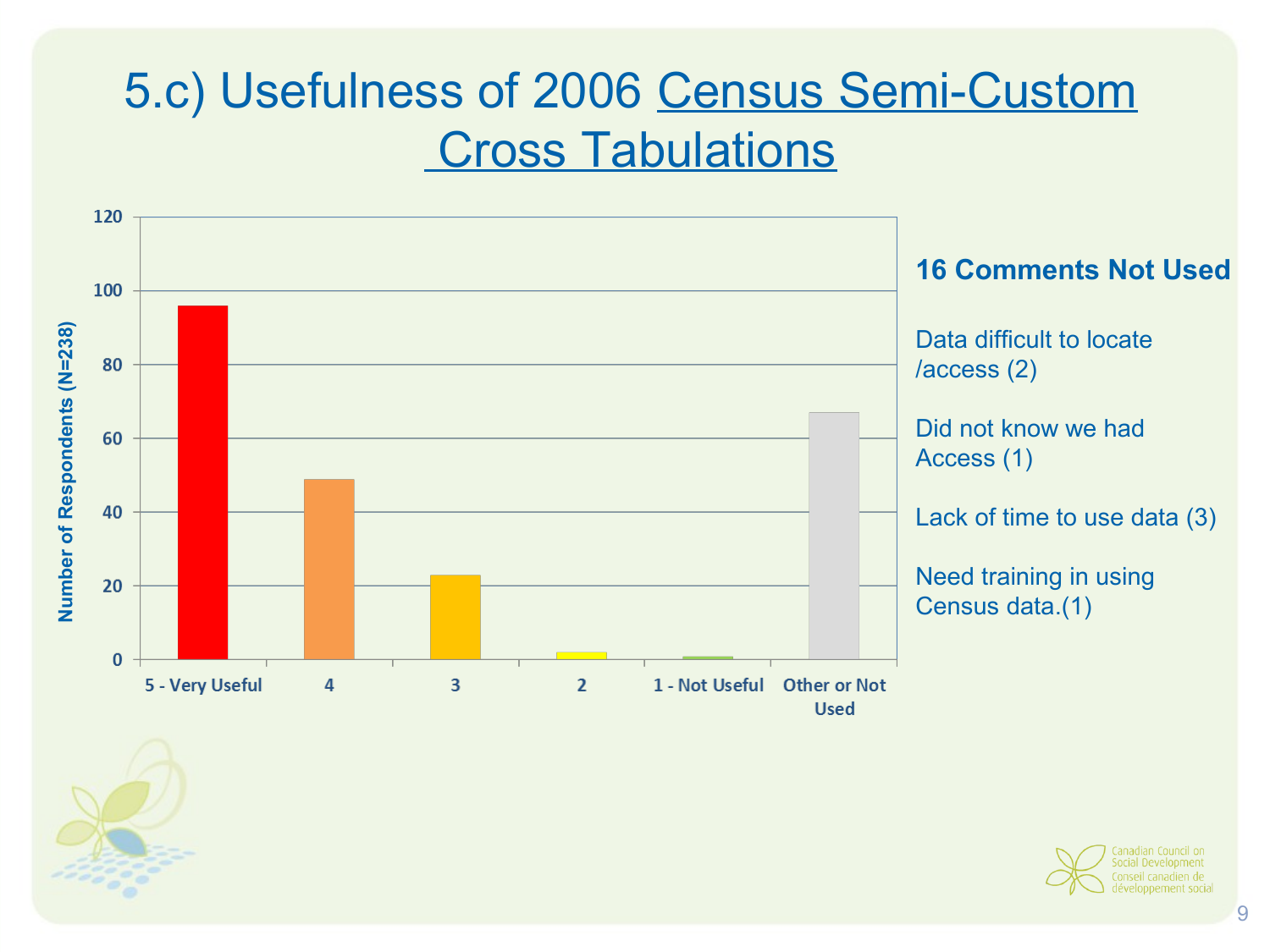# 5.c) Usefulness of 2006 Census Semi-Custom Cross Tabulations

Number of Respondents (N=238)

| Rating | Number of Respondents |
|---|---|
| 5 - Very Useful | 96 |
| 4 | 49 |
| 3 | 23 |
| 2 | 2 |
| 1 - Not Useful | 1 |
| Other or Not Used | 67 |

**16 Comments Not Used**

Data difficult to locate /access (2)

Did not know we had Access (1)

Lack of time to use data (3)

Need training in using Census data.(1)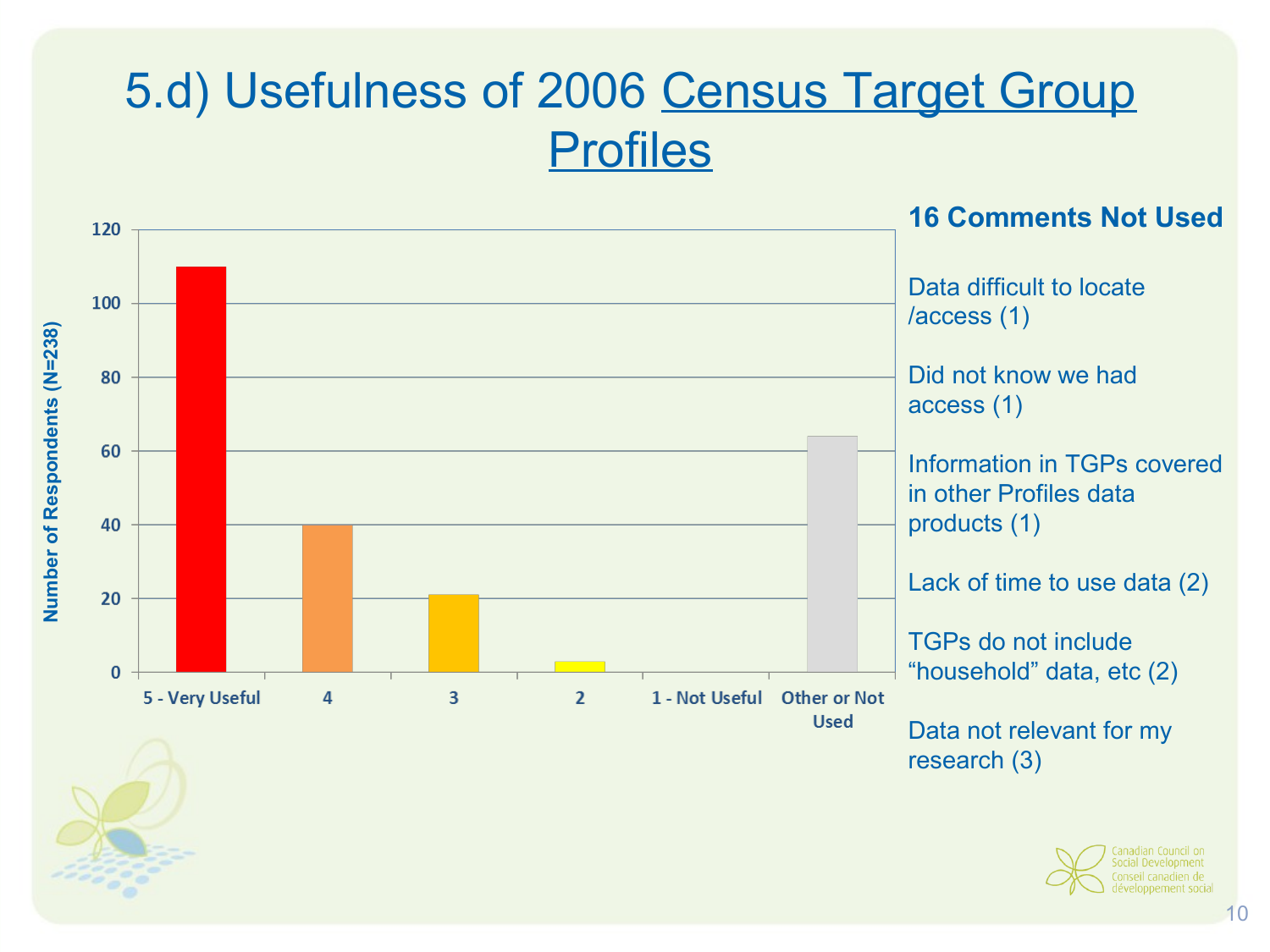# 5.d) Usefulness of 2006 Census Target Group Profiles

Number of Respondents (N=238)

| Rating | Number of Respondents |
|---|---|
| 5 - Very Useful | 110 |
| 4 | 40 |
| 3 | 21 |
| 2 | 3 |
| 1 - Not Useful | 0 |
| Other or Not Used | 64 |

**16 Comments Not Used**

Data difficult to locate /access (1)

Did not know we had access (1)

Information in TGPs covered in other Profiles data products (1)

Lack of time to use data (2)

TGPs do not include "household" data, etc (2)

Data not relevant for my research (3)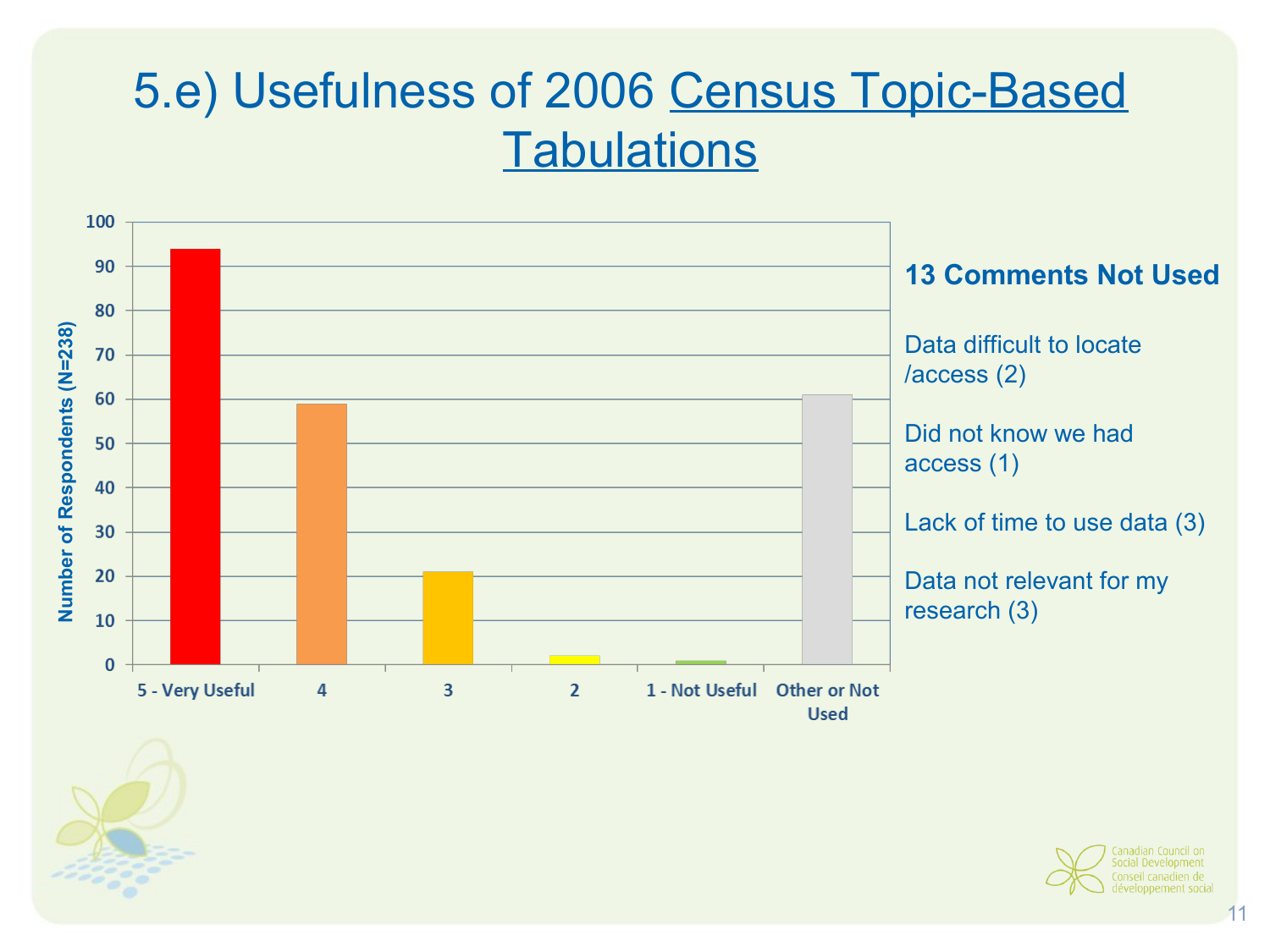# 5.e) Usefulness of 2006 Census Topic-Based Tabulations

| Rating | Number of Respondents (N=238) |
|---|---|
| 5 - Very Useful | 94 |
| 4 | 59 |
| 3 | 21 |
| 2 | 2 |
| 1 - Not Useful | 1 |
| Other or Not Used | 61 |

**13 Comments Not Used**

Data difficult to locate /access (2)

Did not know we had access (1)

Lack of time to use data (3)

Data not relevant for my research (3)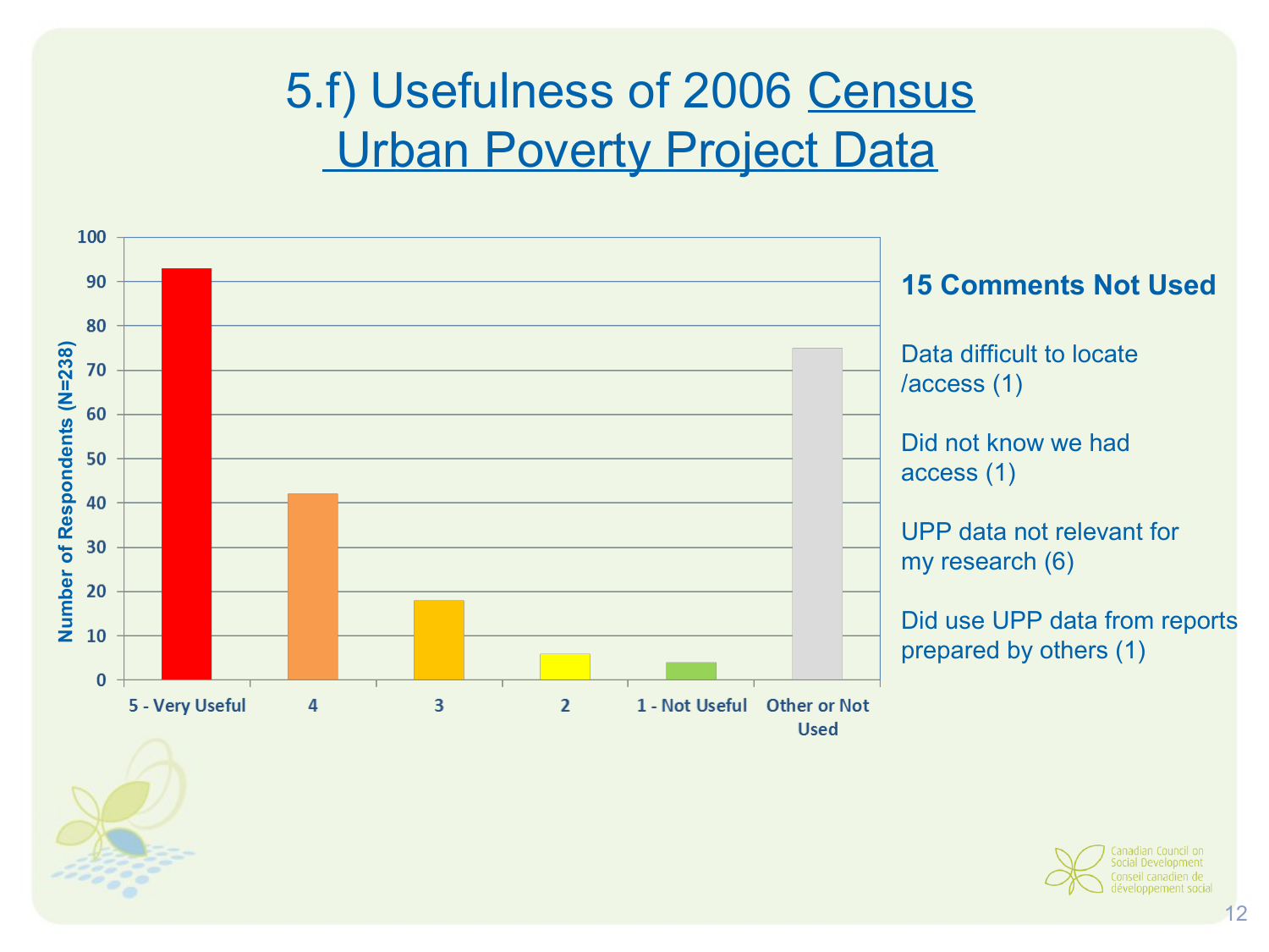# 5.f) Usefulness of 2006 Census Urban Poverty Project Data

| Rating | Number of Respondents (N=238) |
|---|---|
| 5 - Very Useful | 93 |
| 4 | 42 |
| 3 | 18 |
| 2 | 6 |
| 1 - Not Useful | 4 |
| Other or Not Used | 75 |

**15 Comments Not Used**

Data difficult to locate /access (1)

Did not know we had access (1)

UPP data not relevant for my research (6)

Did use UPP data from reports prepared by others (1)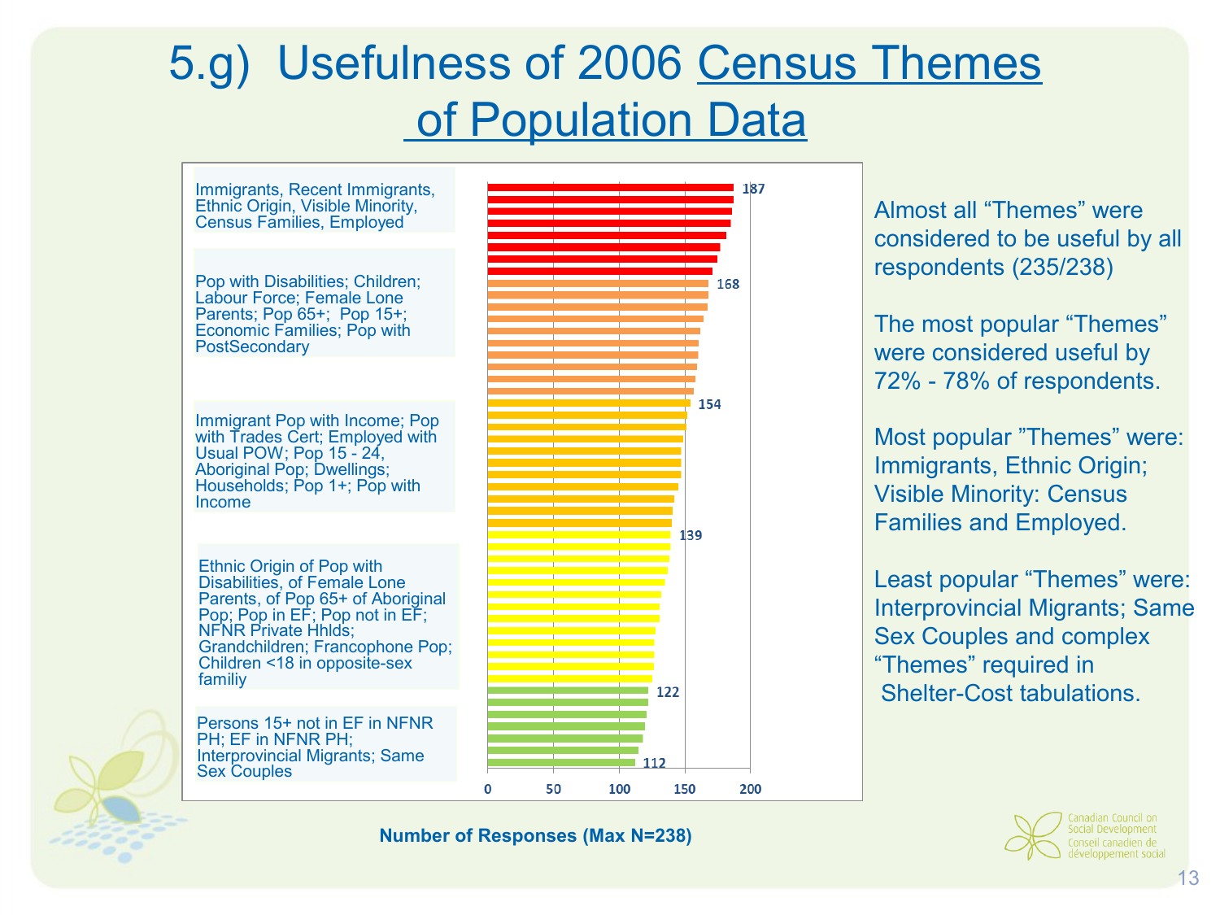# 5.g) Usefulness of 2006 Census Themes of Population Data

Immigrants, Recent Immigrants, Ethnic Origin, Visible Minority, Census Families, Employed

Pop with Disabilities; Children; Labour Force; Female Lone Parents; Pop 65+; Pop 15+; Economic Families; Pop with PostSecondary

Immigrant Pop with Income; Pop with Trades Cert; Employed with Usual POW; Pop 15 - 24, Aboriginal Pop; Dwellings; Households; Pop 1+; Pop with Income

Ethnic Origin of Pop with Disabilities, of Female Lone Parents, of Pop 65+ of Aboriginal Pop; Pop in EF; Pop not in EF; NFNR Private Hhlds; Grandchildren; Francophone Pop; Children <18 in opposite-sex familiy

Persons 15+ not in EF in NFNR PH; EF in NFNR PH; Interprovincial Migrants; Same Sex Couples

187, 168, 154, 139, 122, 112

0, 50, 100, 150, 200

**Number of Responses (Max N=238)**

Almost all "Themes" were considered to be useful by all respondents (235/238)

The most popular "Themes" were considered useful by 72% - 78% of respondents.

Most popular "Themes" were: Immigrants, Ethnic Origin; Visible Minority: Census Families and Employed.

Least popular "Themes" were: Interprovincial Migrants; Same Sex Couples and complex "Themes" required in Shelter-Cost tabulations.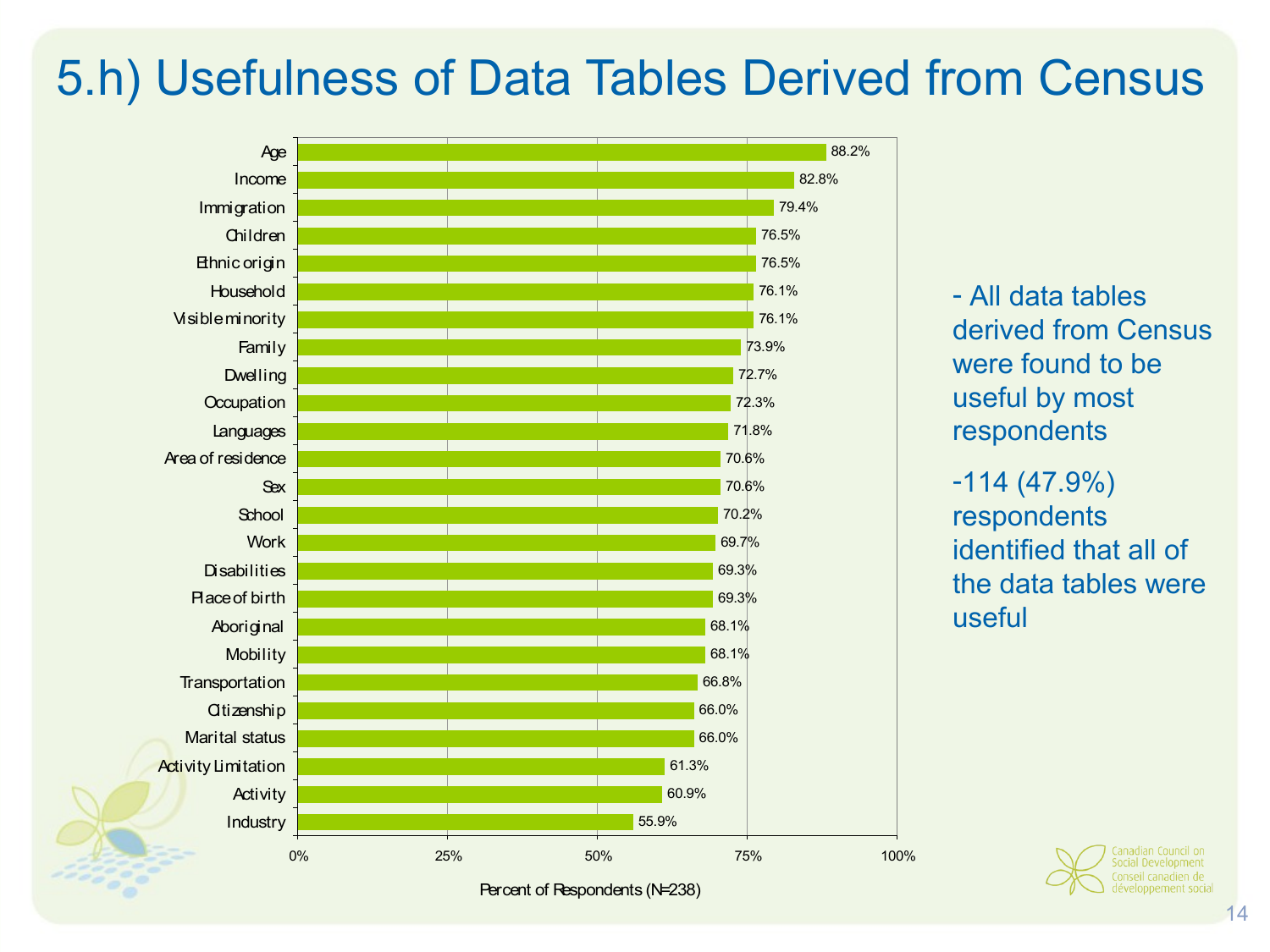# 5.h) Usefulness of Data Tables Derived from Census

| Data table | Percent of Respondents (N=238) |
| --- | --- |
| Age | 88.2% |
| Income | 82.8% |
| Immigration | 79.4% |
| Children | 76.5% |
| Ethnic origin | 76.5% |
| Household | 76.1% |
| Visible minority | 76.1% |
| Family | 73.9% |
| Dwelling | 72.7% |
| Occupation | 72.3% |
| Languages | 71.8% |
| Area of residence | 70.6% |
| Sex | 70.6% |
| School | 70.2% |
| Work | 69.7% |
| Disabilities | 69.3% |
| Place of birth | 69.3% |
| Aboriginal | 68.1% |
| Mobility | 68.1% |
| Transportation | 66.8% |
| Citizenship | 66.0% |
| Marital status | 66.0% |
| Activity Limitation | 61.3% |
| Activity | 60.9% |
| Industry | 55.9% |

- All data tables derived from Census were found to be useful by most respondents
- 114 (47.9%) respondents identified that all of the data tables were useful

Canadian Council on Social Development
Conseil canadien de développement social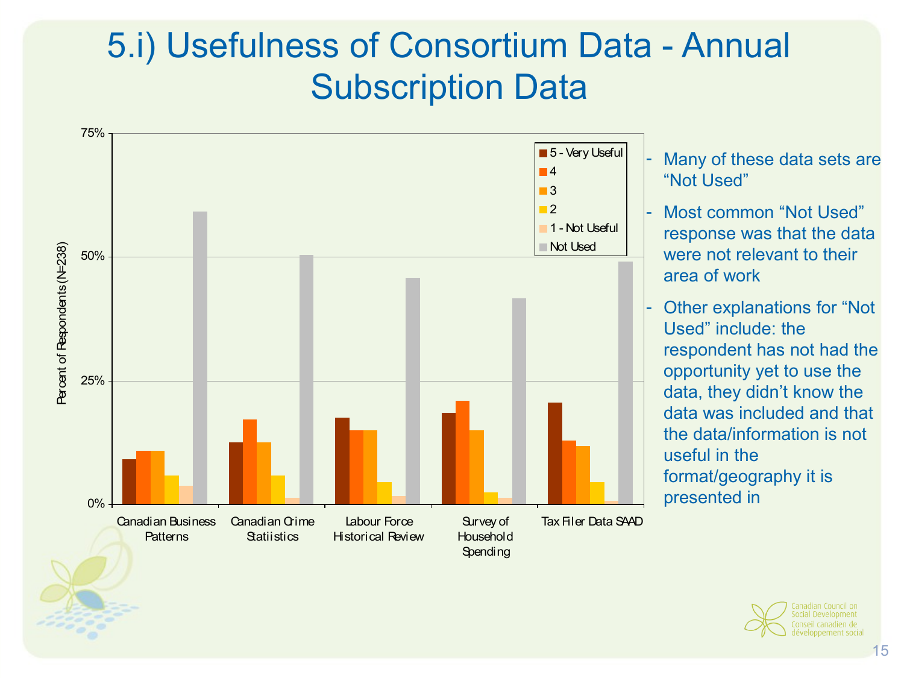# 5.i) Usefulness of Consortium Data - Annual Subscription Data

- Many of these data sets are "Not Used"
- Most common "Not Used" response was that the data were not relevant to their area of work
- Other explanations for "Not Used" include: the respondent has not had the opportunity yet to use the data, they didn't know the data was included and that the data/information is not useful in the format/geography it is presented in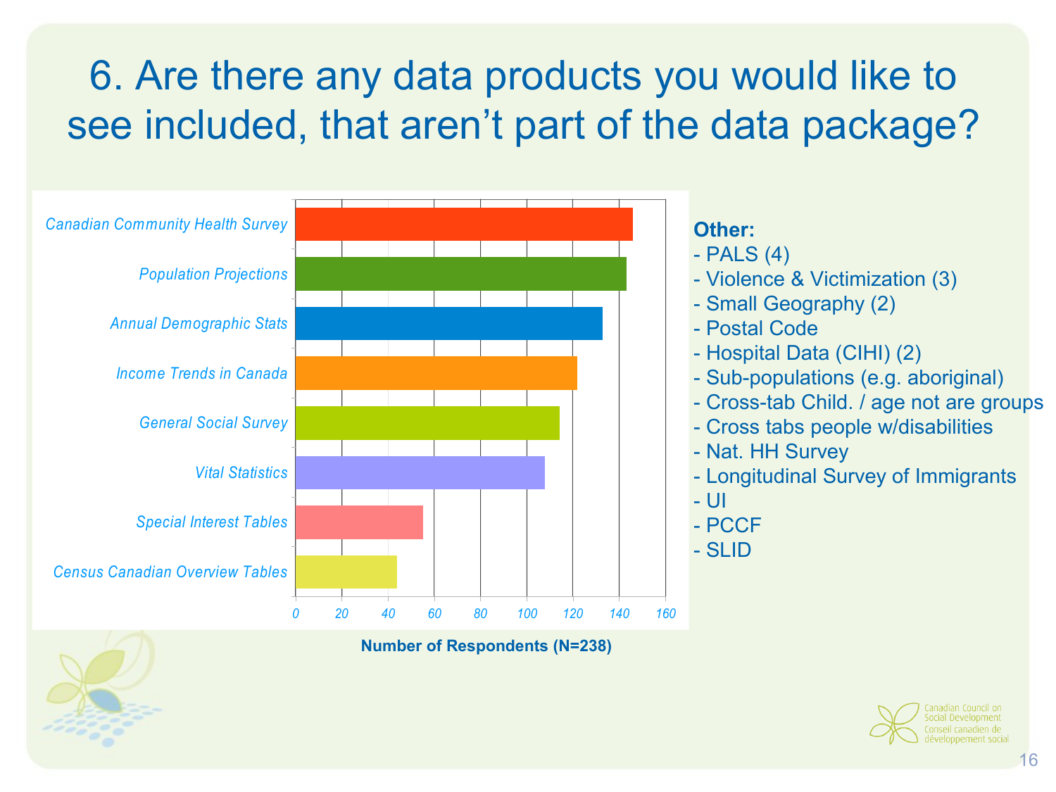# 6. Are there any data products you would like to see included, that aren't part of the data package?

| Data product | Number of Respondents (approx.) |
|---|---|
| Canadian Community Health Survey | 146 |
| Population Projections | 143 |
| Annual Demographic Stats | 133 |
| Income Trends in Canada | 122 |
| General Social Survey | 114 |
| Vital Statistics | 108 |
| Special Interest Tables | 55 |
| Census Canadian Overview Tables | 44 |

Number of Respondents (N=238)

**Other:**

- PALS (4)
- Violence & Victimization (3)
- Small Geography (2)
- Postal Code
- Hospital Data (CIHI) (2)
- Sub-populations (e.g. aboriginal)
- Cross-tab Child. / age not are groups
- Cross tabs people w/disabilities
- Nat. HH Survey
- Longitudinal Survey of Immigrants
- UI
- PCCF
- SLID

Canadian Council on Social Development
Conseil canadien de développement social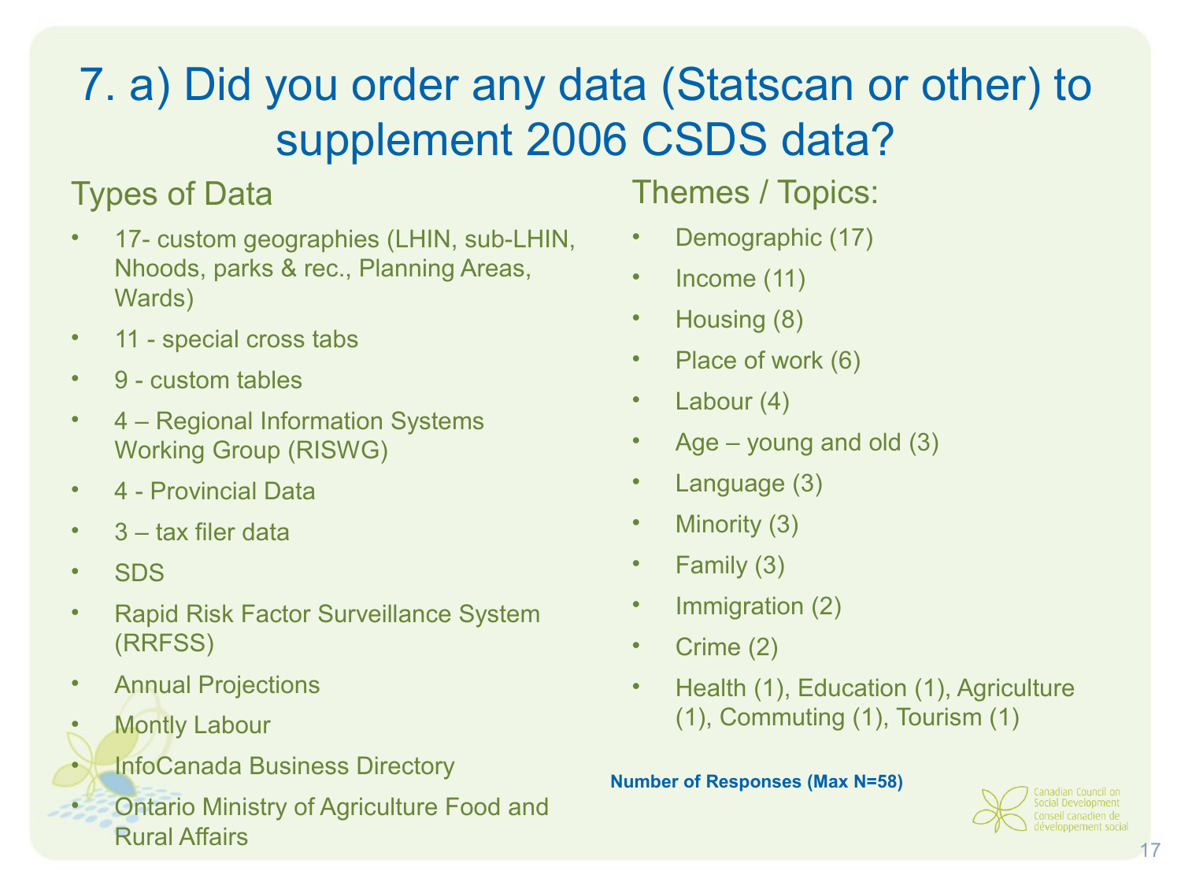# 7. a) Did you order any data (Statscan or other) to supplement 2006 CSDS data?

## Types of Data

- 17- custom geographies (LHIN, sub-LHIN, Nhoods, parks & rec., Planning Areas, Wards)
- 11 - special cross tabs
- 9 - custom tables
- 4 – Regional Information Systems Working Group (RISWG)
- 4 - Provincial Data
- 3 – tax filer data
- SDS
- Rapid Risk Factor Surveillance System (RRFSS)
- Annual Projections
- Montly Labour
- InfoCanada Business Directory
- Ontario Ministry of Agriculture Food and Rural Affairs

## Themes / Topics:

- Demographic (17)
- Income (11)
- Housing (8)
- Place of work (6)
- Labour (4)
- Age – young and old (3)
- Language (3)
- Minority (3)
- Family (3)
- Immigration (2)
- Crime (2)
- Health (1), Education (1), Agriculture (1), Commuting (1), Tourism (1)

**Number of Responses (Max N=58)**

Canadian Council on Social Development
Conseil canadien de développement social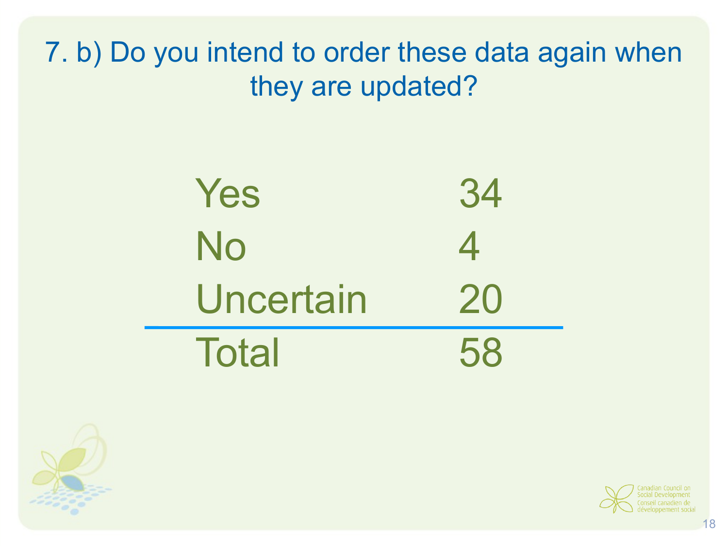# 7. b) Do you intend to order these data again when they are updated?

| | |
|---|---|
| Yes | 34 |
| No | 4 |
| Uncertain | 20 |
| Total | 58 |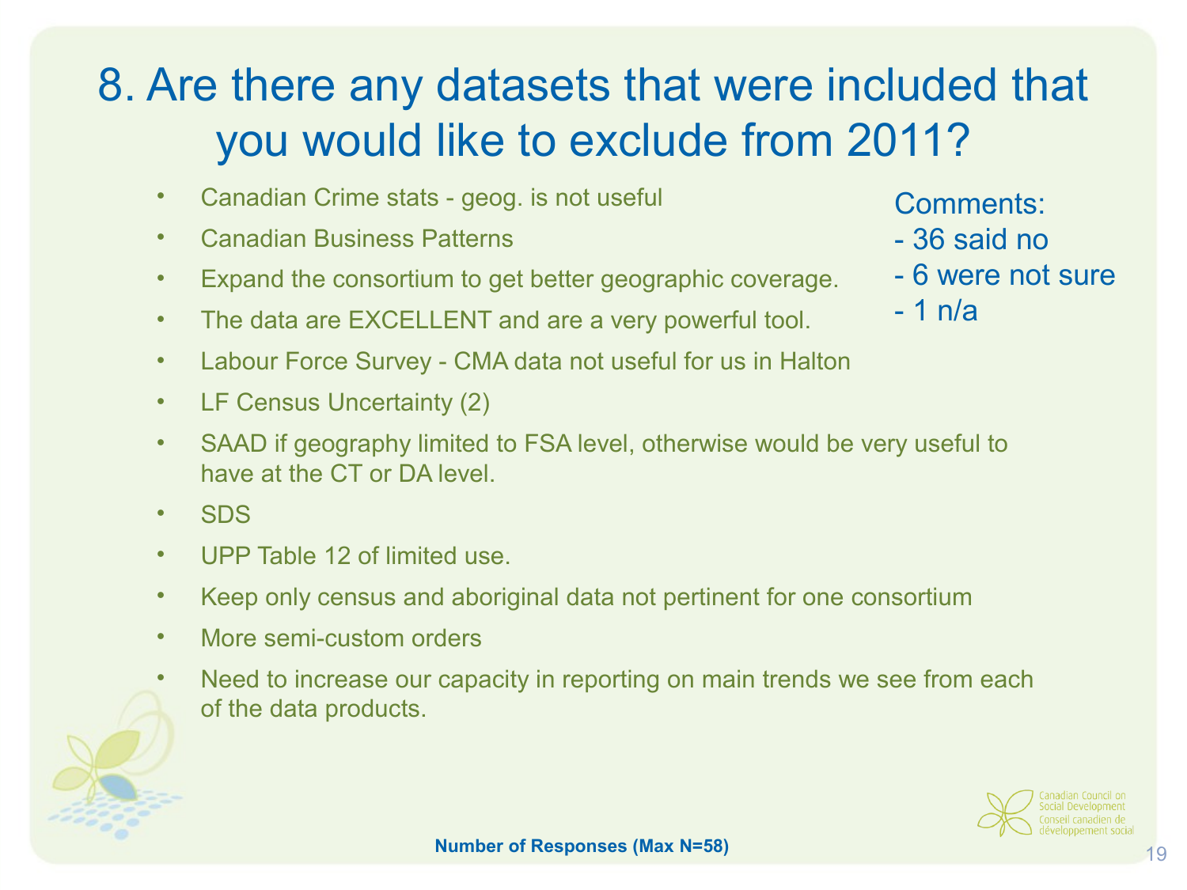# 8. Are there any datasets that were included that you would like to exclude from 2011?

- Canadian Crime stats - geog. is not useful
- Canadian Business Patterns
- Expand the consortium to get better geographic coverage.
- The data are EXCELLENT and are a very powerful tool.
- Labour Force Survey - CMA data not useful for us in Halton
- LF Census Uncertainty (2)
- SAAD if geography limited to FSA level, otherwise would be very useful to have at the CT or DA level.
- SDS
- UPP Table 12 of limited use.
- Keep only census and aboriginal data not pertinent for one consortium
- More semi-custom orders
- Need to increase our capacity in reporting on main trends we see from each of the data products.

Comments:
- 36 said no
- 6 were not sure
- 1 n/a

**Number of Responses (Max N=58)**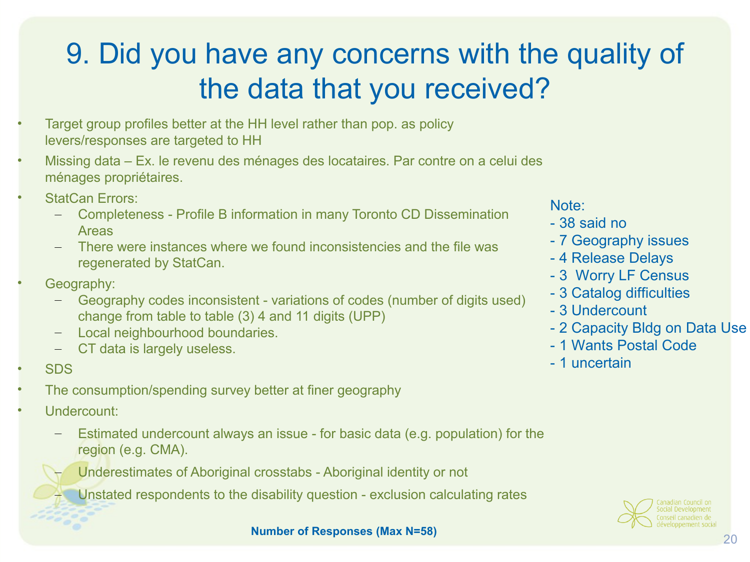# 9. Did you have any concerns with the quality of the data that you received?

- Target group profiles better at the HH level rather than pop. as policy levers/responses are targeted to HH
- Missing data – Ex. le revenu des ménages des locataires. Par contre on a celui des ménages propriétaires.
- StatCan Errors:
  - Completeness - Profile B information in many Toronto CD Dissemination Areas
  - There were instances where we found inconsistencies and the file was regenerated by StatCan.
- Geography:
  - Geography codes inconsistent - variations of codes (number of digits used) change from table to table (3) 4 and 11 digits (UPP)
  - Local neighbourhood boundaries.
  - CT data is largely useless.
- SDS
- The consumption/spending survey better at finer geography
- Undercount:
  - Estimated undercount always an issue - for basic data (e.g. population) for the region (e.g. CMA).
  - Underestimates of Aboriginal crosstabs - Aboriginal identity or not
  - Unstated respondents to the disability question - exclusion calculating rates

Note:
- 38 said no
- 7 Geography issues
- 4 Release Delays
- 3 Worry LF Census
- 3 Catalog difficulties
- 3 Undercount
- 2 Capacity Bldg on Data Use
- 1 Wants Postal Code
- 1 uncertain

**Number of Responses (Max N=58)**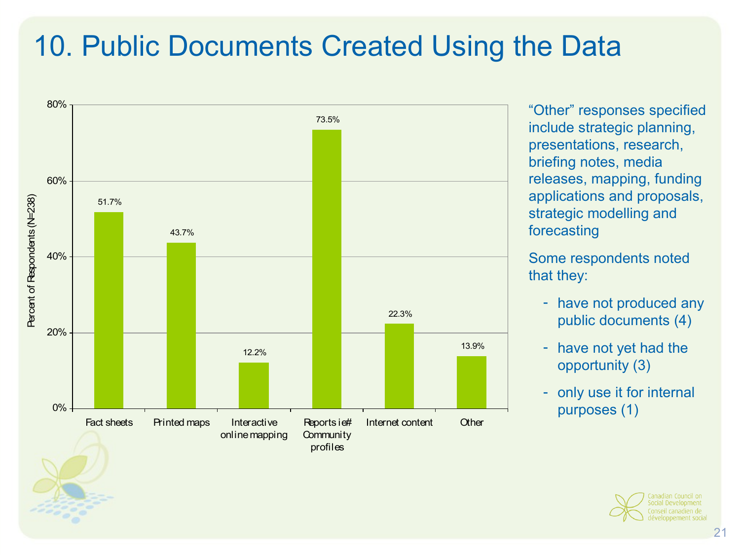# 10. Public Documents Created Using the Data

| Document type | Percent of Respondents (N=238) |
| --- | --- |
| Fact sheets | 51.7% |
| Printed maps | 43.7% |
| Interactive online mapping | 12.2% |
| Reports ie# Community profiles | 73.5% |
| Internet content | 22.3% |
| Other | 13.9% |

"Other" responses specified include strategic planning, presentations, research, briefing notes, media releases, mapping, funding applications and proposals, strategic modelling and forecasting

Some respondents noted that they:

- have not produced any public documents (4)
- have not yet had the opportunity (3)
- only use it for internal purposes (1)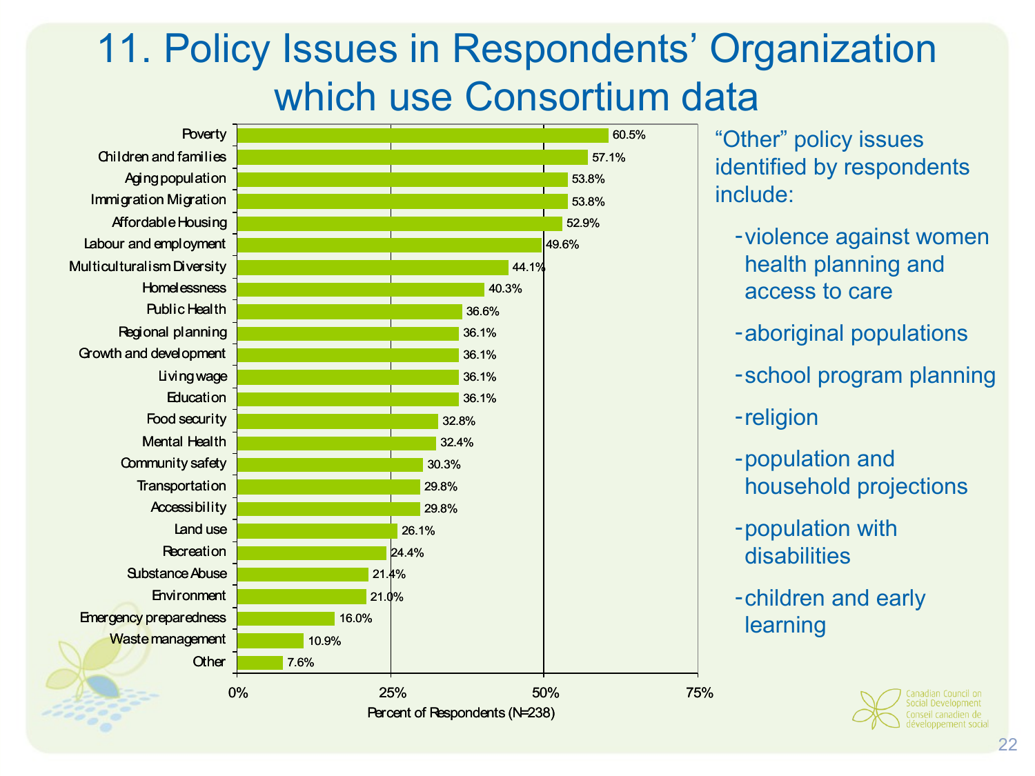# 11. Policy Issues in Respondents' Organization which use Consortium data

| Policy Issue | Percent of Respondents (N=238) |
| --- | --- |
| Poverty | 60.5% |
| Children and families | 57.1% |
| Aging population | 53.8% |
| Immigration Migration | 53.8% |
| Affordable Housing | 52.9% |
| Labour and employment | 49.6% |
| Multiculturalism Diversity | 44.1% |
| Homelessness | 40.3% |
| Public Health | 36.6% |
| Regional planning | 36.1% |
| Growth and development | 36.1% |
| Living wage | 36.1% |
| Education | 36.1% |
| Food security | 32.8% |
| Mental Health | 32.4% |
| Community safety | 30.3% |
| Transportation | 29.8% |
| Accessibility | 29.8% |
| Land use | 26.1% |
| Recreation | 24.4% |
| Substance Abuse | 21.4% |
| Environment | 21.0% |
| Emergency preparedness | 16.0% |
| Waste management | 10.9% |
| Other | 7.6% |

"Other" policy issues identified by respondents include:

- violence against women health planning and access to care
- aboriginal populations
- school program planning
- religion
- population and household projections
- population with disabilities
- children and early learning

Canadian Council on Social Development
Conseil canadien de développement social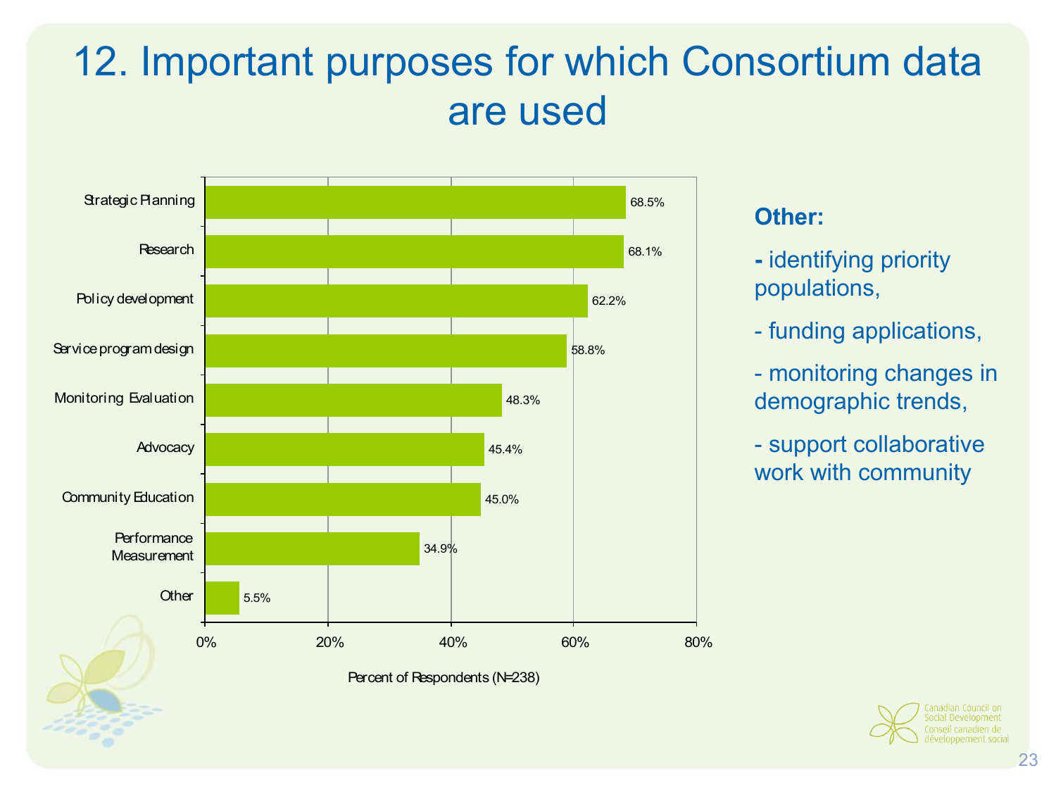# 12. Important purposes for which Consortium data are used

| Purpose | Percent of Respondents (N=238) |
|---|---|
| Strategic Planning | 68.5% |
| Research | 68.1% |
| Policy development | 62.2% |
| Service program design | 58.8% |
| Monitoring Evaluation | 48.3% |
| Advocacy | 45.4% |
| Community Education | 45.0% |
| Performance Measurement | 34.9% |
| Other | 5.5% |

**Other:**

- identifying priority populations,
- funding applications,
- monitoring changes in demographic trends,
- support collaborative work with community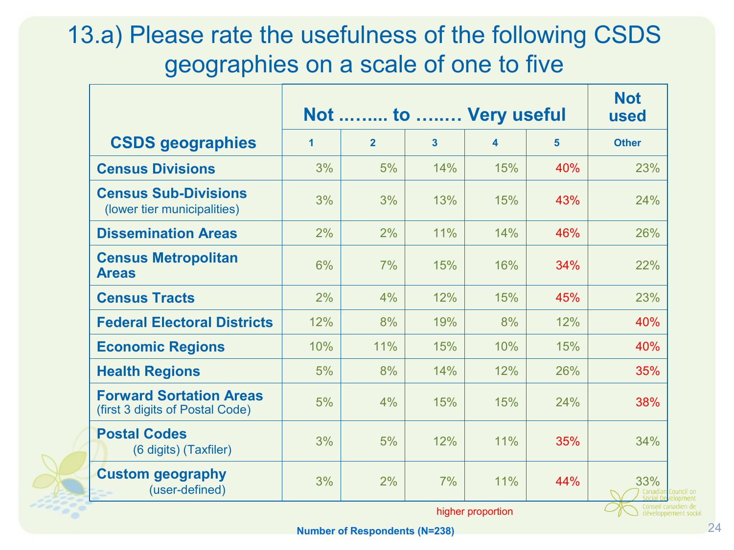# 13.a) Please rate the usefulness of the following CSDS geographies on a scale of one to five

| CSDS geographies | Not ……... to ……. Very useful | | | | | Not used |
|---|---|---|---|---|---|---|
| | 1 | 2 | 3 | 4 | 5 | Other |
| Census Divisions | 3% | 5% | 14% | 15% | 40% | 23% |
| Census Sub-Divisions (lower tier municipalities) | 3% | 3% | 13% | 15% | 43% | 24% |
| Dissemination Areas | 2% | 2% | 11% | 14% | 46% | 26% |
| Census Metropolitan Areas | 6% | 7% | 15% | 16% | 34% | 22% |
| Census Tracts | 2% | 4% | 12% | 15% | 45% | 23% |
| Federal Electoral Districts | 12% | 8% | 19% | 8% | 12% | 40% |
| Economic Regions | 10% | 11% | 15% | 10% | 15% | 40% |
| Health Regions | 5% | 8% | 14% | 12% | 26% | 35% |
| Forward Sortation Areas (first 3 digits of Postal Code) | 5% | 4% | 15% | 15% | 24% | 38% |
| Postal Codes (6 digits) (Taxfiler) | 3% | 5% | 12% | 11% | 35% | 34% |
| Custom geography (user-defined) | 3% | 2% | 7% | 11% | 44% | 33% |

higher proportion

Number of Respondents (N=238)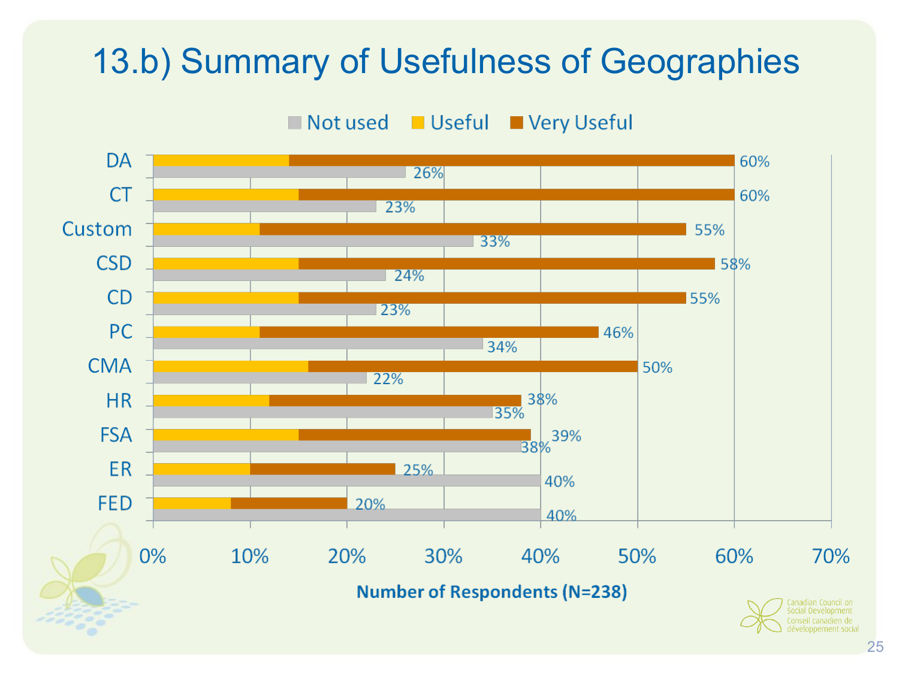# 13.b) Summary of Usefulness of Geographies

| Geography | Useful + Very Useful | Not used |
|---|---|---|
| DA | 60% | 26% |
| CT | 60% | 23% |
| Custom | 55% | 33% |
| CSD | 58% | 24% |
| CD | 55% | 23% |
| PC | 46% | 34% |
| CMA | 50% | 22% |
| HR | 38% | 35% |
| FSA | 39% | 38% |
| ER | 25% | 40% |
| FED | 20% | 40% |

Number of Respondents (N=238)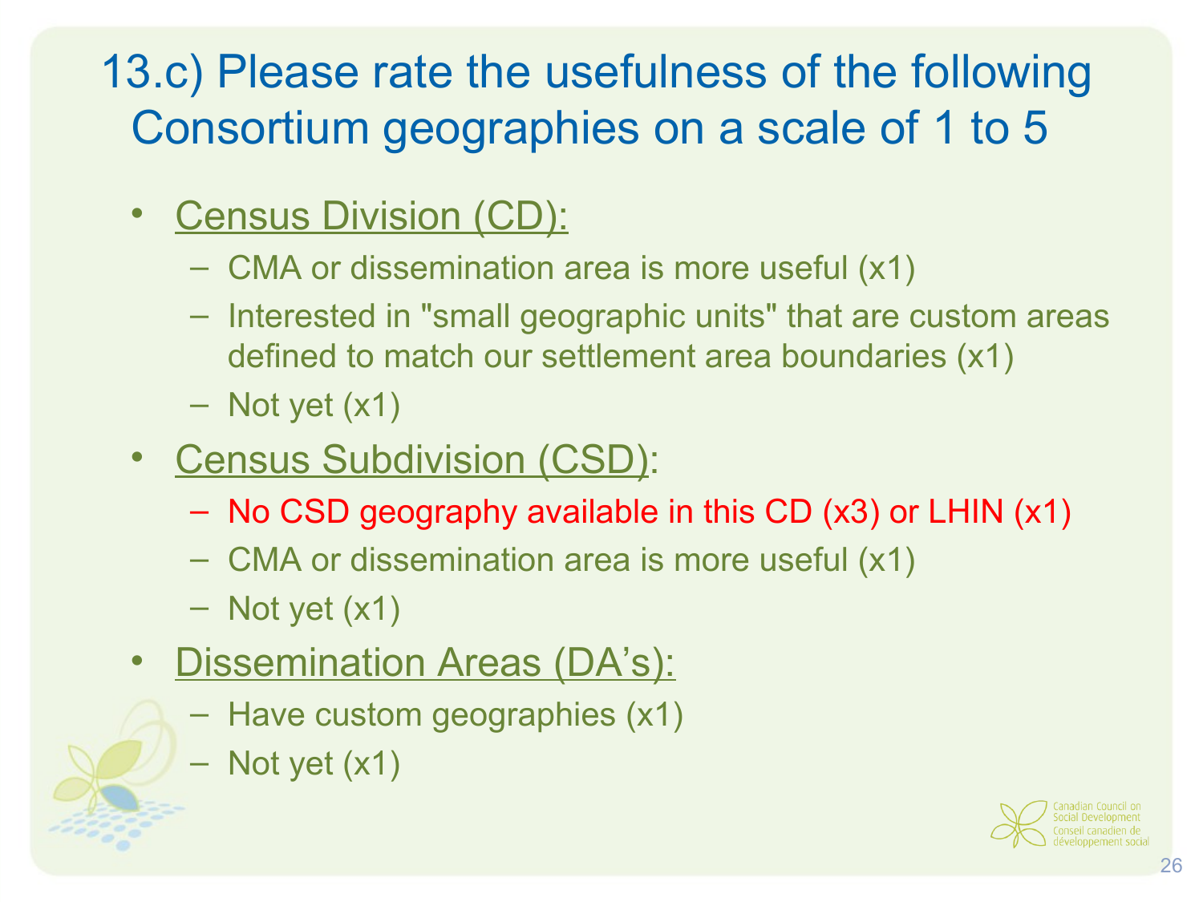# 13.c) Please rate the usefulness of the following Consortium geographies on a scale of 1 to 5

- Census Division (CD):
  - CMA or dissemination area is more useful (x1)
  - Interested in "small geographic units" that are custom areas defined to match our settlement area boundaries (x1)
  - Not yet (x1)
- Census Subdivision (CSD):
  - No CSD geography available in this CD (x3) or LHIN (x1)
  - CMA or dissemination area is more useful (x1)
  - Not yet (x1)
- Dissemination Areas (DA's):
  - Have custom geographies (x1)
  - Not yet (x1)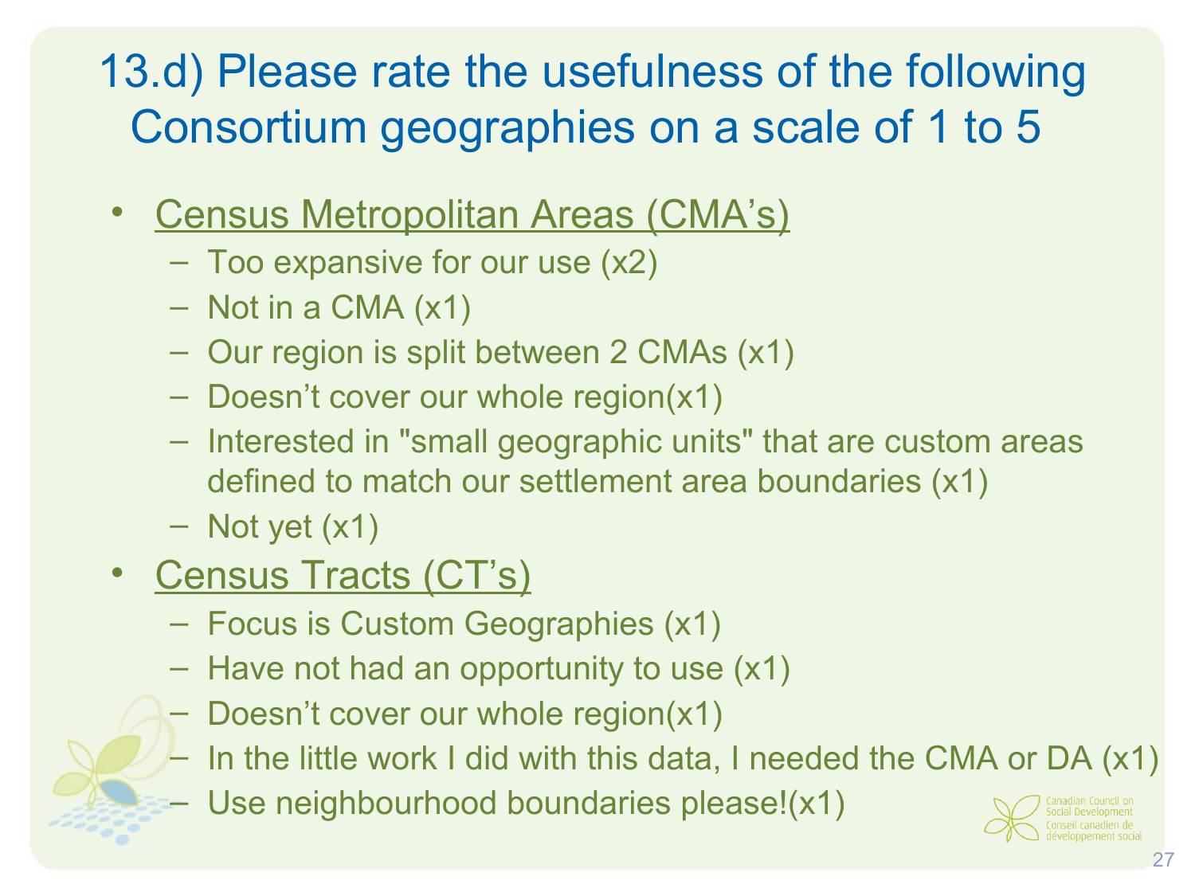# 13.d) Please rate the usefulness of the following Consortium geographies on a scale of 1 to 5

- Census Metropolitan Areas (CMA's)
  - Too expansive for our use (x2)
  - Not in a CMA (x1)
  - Our region is split between 2 CMAs (x1)
  - Doesn't cover our whole region(x1)
  - Interested in "small geographic units" that are custom areas defined to match our settlement area boundaries (x1)
  - Not yet (x1)
- Census Tracts (CT's)
  - Focus is Custom Geographies (x1)
  - Have not had an opportunity to use (x1)
  - Doesn't cover our whole region(x1)
  - In the little work I did with this data, I needed the CMA or DA (x1)
  - Use neighbourhood boundaries please!(x1)

Canadian Council on Social Development
Conseil canadien de développement social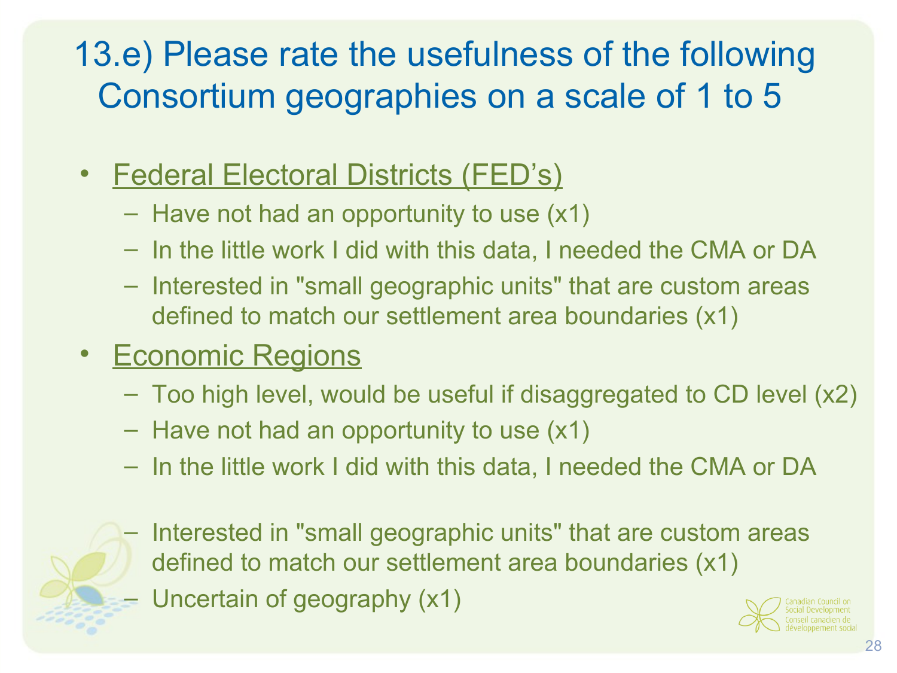# 13.e) Please rate the usefulness of the following Consortium geographies on a scale of 1 to 5

- Federal Electoral Districts (FED's)
  - Have not had an opportunity to use (x1)
  - In the little work I did with this data, I needed the CMA or DA
  - Interested in "small geographic units" that are custom areas defined to match our settlement area boundaries (x1)
- Economic Regions
  - Too high level, would be useful if disaggregated to CD level (x2)
  - Have not had an opportunity to use (x1)
  - In the little work I did with this data, I needed the CMA or DA
  - Interested in "small geographic units" that are custom areas defined to match our settlement area boundaries (x1)
  - Uncertain of geography (x1)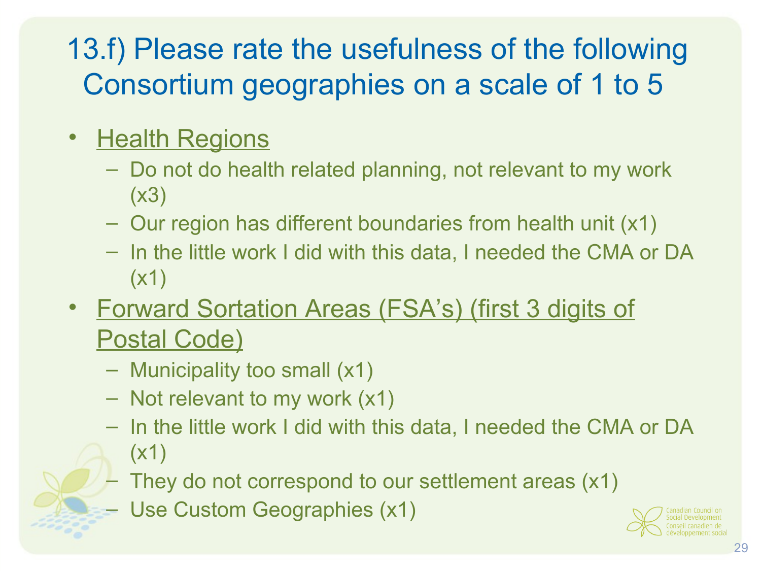# 13.f) Please rate the usefulness of the following Consortium geographies on a scale of 1 to 5

- Health Regions
  - Do not do health related planning, not relevant to my work (x3)
  - Our region has different boundaries from health unit (x1)
  - In the little work I did with this data, I needed the CMA or DA (x1)
- Forward Sortation Areas (FSA's) (first 3 digits of Postal Code)
  - Municipality too small (x1)
  - Not relevant to my work (x1)
  - In the little work I did with this data, I needed the CMA or DA (x1)
  - They do not correspond to our settlement areas (x1)
  - Use Custom Geographies (x1)

Canadian Council on Social Development
Conseil canadien de développement social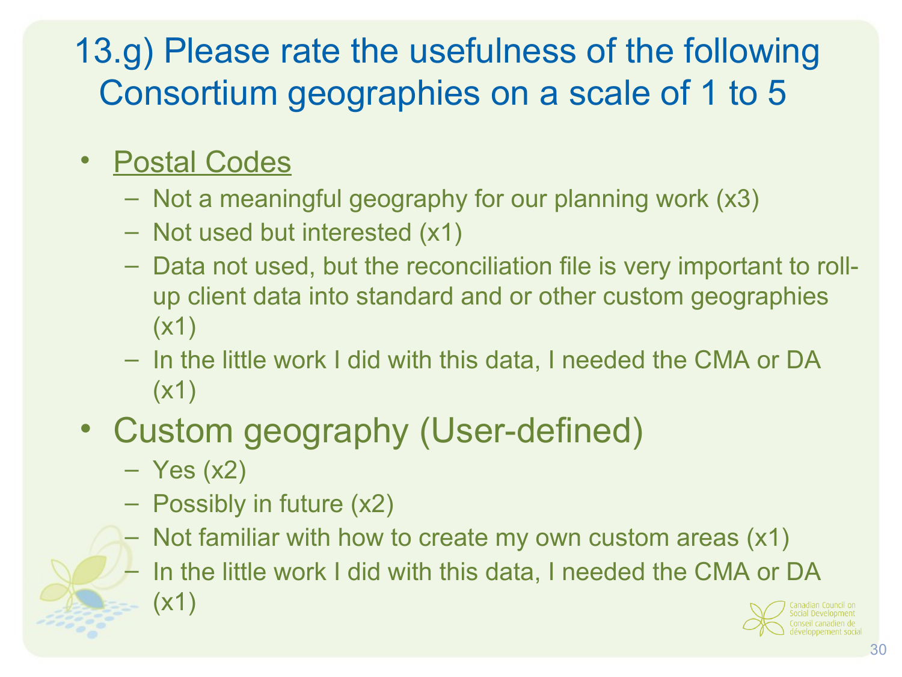# 13.g) Please rate the usefulness of the following Consortium geographies on a scale of 1 to 5

- Postal Codes
  - Not a meaningful geography for our planning work (x3)
  - Not used but interested (x1)
  - Data not used, but the reconciliation file is very important to roll-up client data into standard and or other custom geographies (x1)
  - In the little work I did with this data, I needed the CMA or DA (x1)
- Custom geography (User-defined)
  - Yes (x2)
  - Possibly in future (x2)
  - Not familiar with how to create my own custom areas (x1)
  - In the little work I did with this data, I needed the CMA or DA (x1)

Canadian Council on Social Development
Conseil canadien de développement social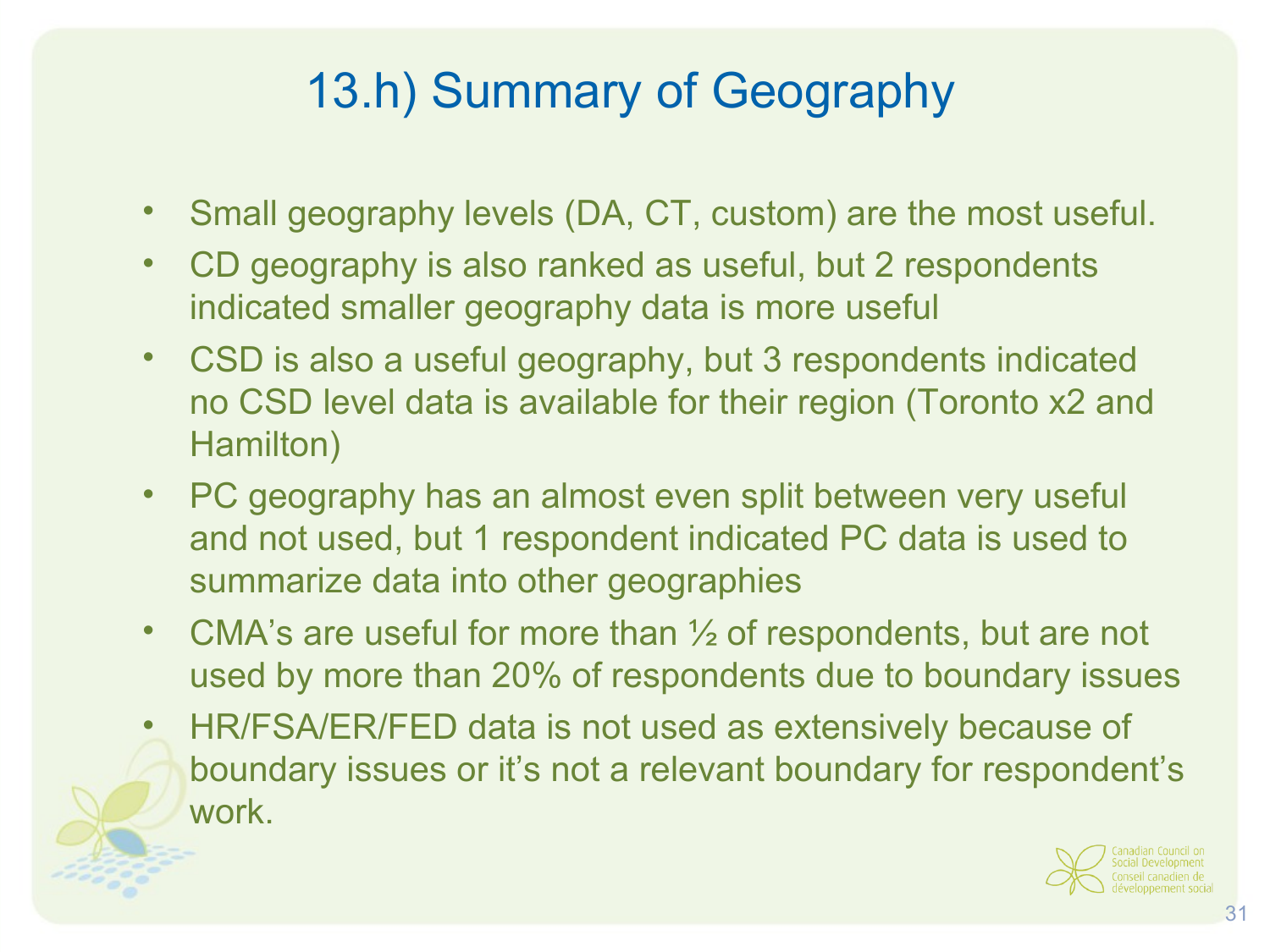# 13.h) Summary of Geography

- Small geography levels (DA, CT, custom) are the most useful.
- CD geography is also ranked as useful, but 2 respondents indicated smaller geography data is more useful
- CSD is also a useful geography, but 3 respondents indicated no CSD level data is available for their region (Toronto x2 and Hamilton)
- PC geography has an almost even split between very useful and not used, but 1 respondent indicated PC data is used to summarize data into other geographies
- CMA's are useful for more than ½ of respondents, but are not used by more than 20% of respondents due to boundary issues
- HR/FSA/ER/FED data is not used as extensively because of boundary issues or it's not a relevant boundary for respondent's work.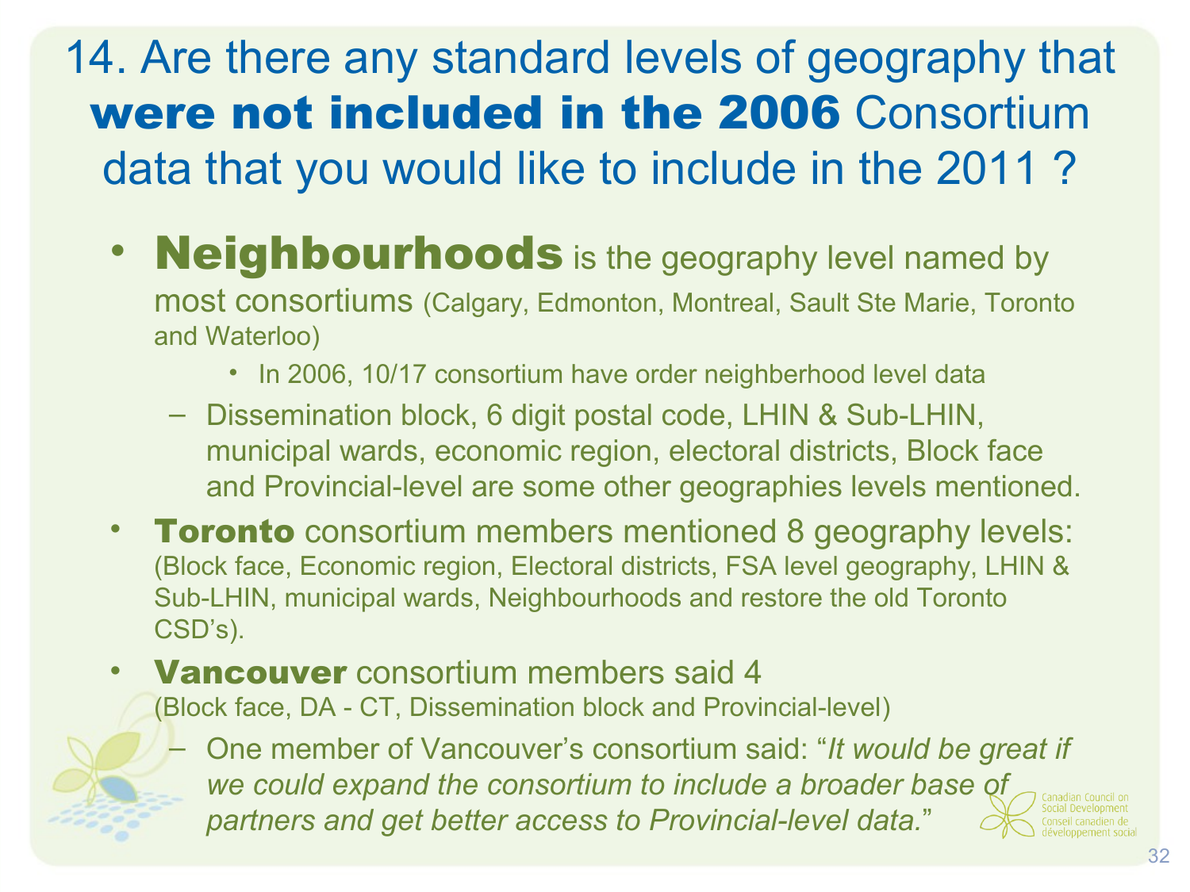# 14. Are there any standard levels of geography that **were not included in the 2006** Consortium data that you would like to include in the 2011 ?

- **Neighbourhoods** is the geography level named by most consortiums (Calgary, Edmonton, Montreal, Sault Ste Marie, Toronto and Waterloo)
  - In 2006, 10/17 consortium have order neighberhood level data
  - Dissemination block, 6 digit postal code, LHIN & Sub-LHIN, municipal wards, economic region, electoral districts, Block face and Provincial-level are some other geographies levels mentioned.
- **Toronto** consortium members mentioned 8 geography levels: (Block face, Economic region, Electoral districts, FSA level geography, LHIN & Sub-LHIN, municipal wards, Neighbourhoods and restore the old Toronto CSD's).
- **Vancouver** consortium members said 4 (Block face, DA - CT, Dissemination block and Provincial-level)
  - One member of Vancouver's consortium said: "*It would be great if we could expand the consortium to include a broader base of partners and get better access to Provincial-level data.*"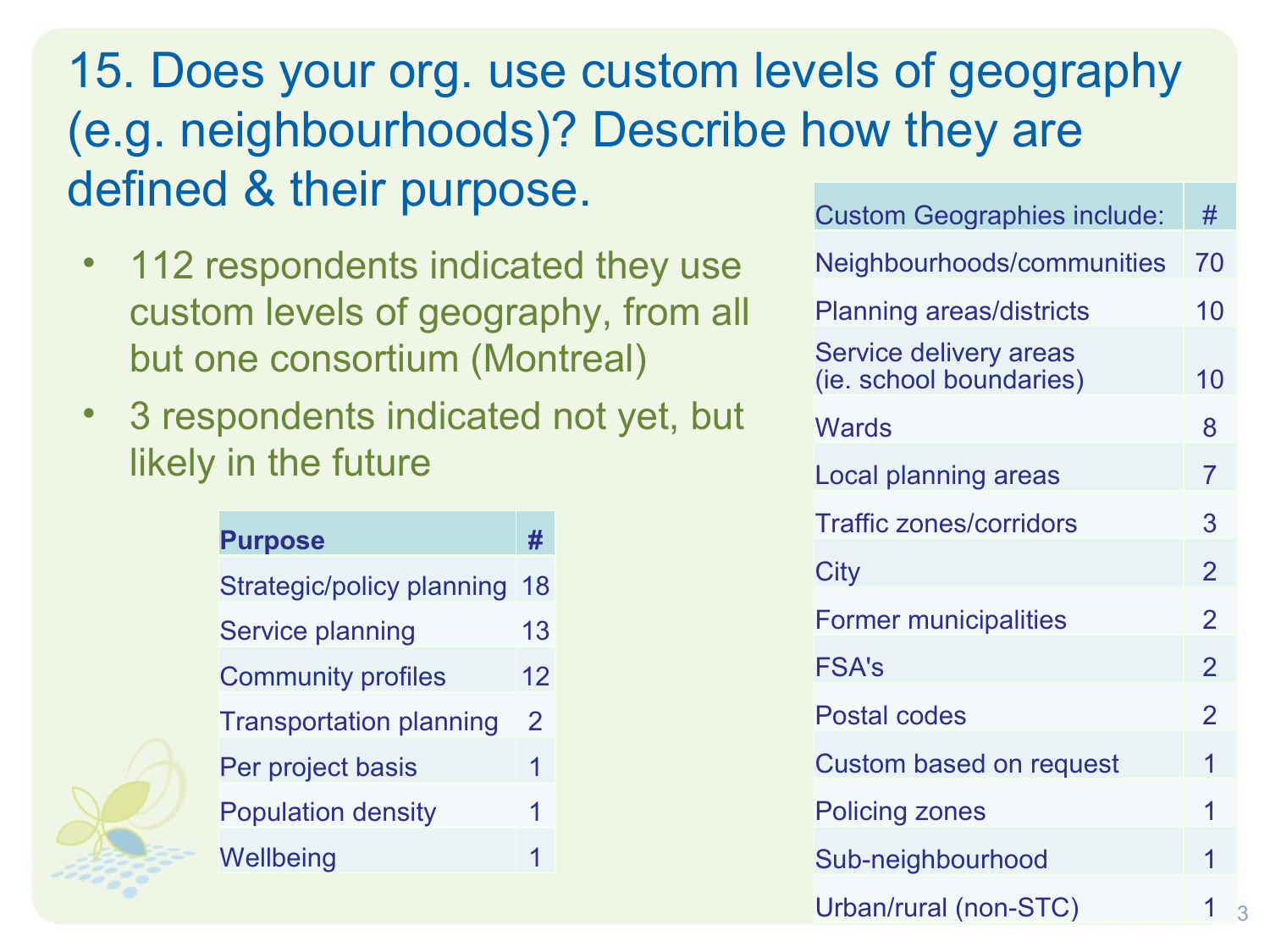# 15. Does your org. use custom levels of geography (e.g. neighbourhoods)? Describe how they are defined & their purpose.

- 112 respondents indicated they use custom levels of geography, from all but one consortium (Montreal)
- 3 respondents indicated not yet, but likely in the future

| Purpose | # |
|---|---|
| Strategic/policy planning | 18 |
| Service planning | 13 |
| Community profiles | 12 |
| Transportation planning | 2 |
| Per project basis | 1 |
| Population density | 1 |
| Wellbeing | 1 |

| Custom Geographies include: | # |
|---|---|
| Neighbourhoods/communities | 70 |
| Planning areas/districts | 10 |
| Service delivery areas (ie. school boundaries) | 10 |
| Wards | 8 |
| Local planning areas | 7 |
| Traffic zones/corridors | 3 |
| City | 2 |
| Former municipalities | 2 |
| FSA's | 2 |
| Postal codes | 2 |
| Custom based on request | 1 |
| Policing zones | 1 |
| Sub-neighbourhood | 1 |
| Urban/rural (non-STC) | 1 |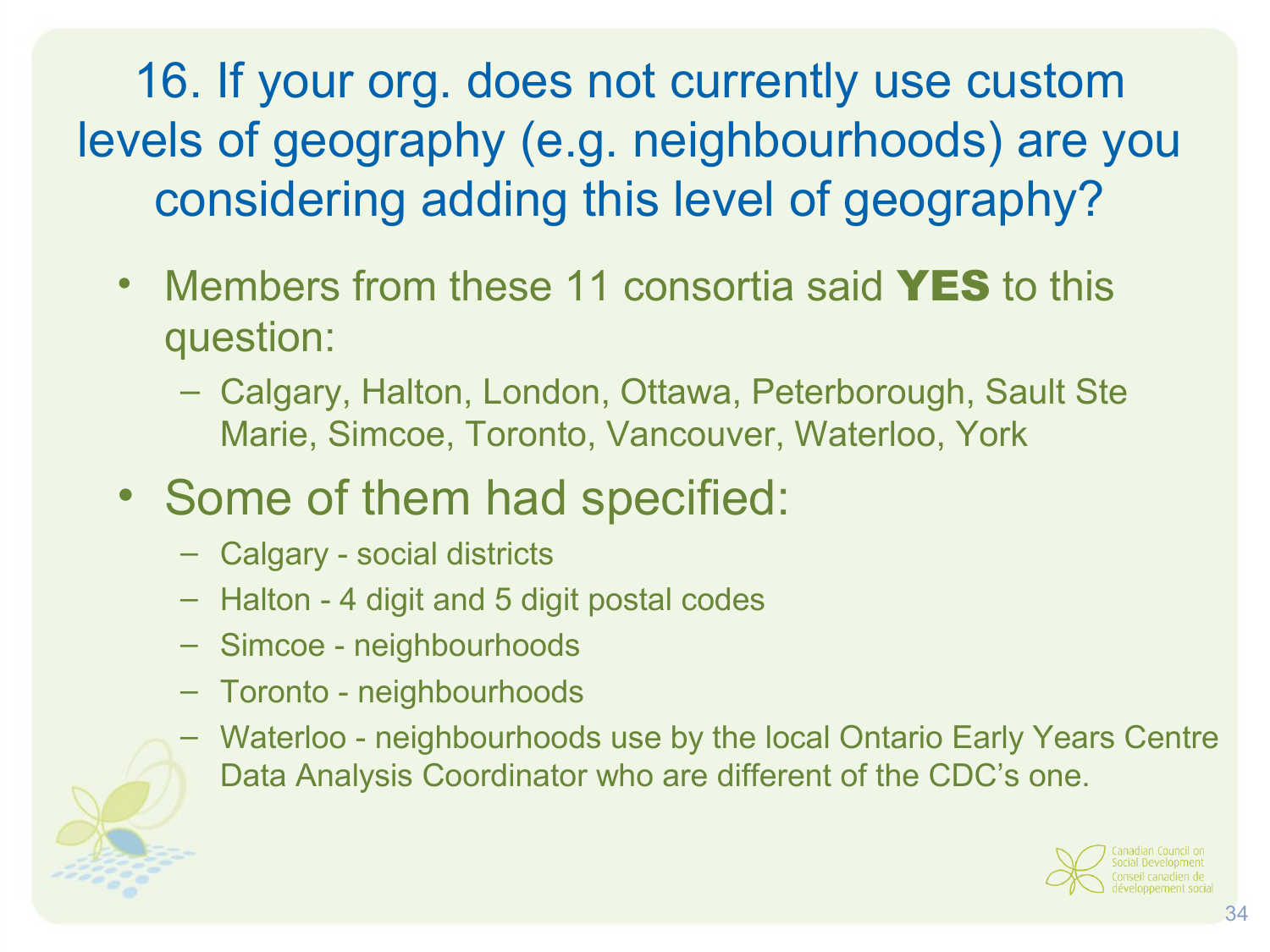# 16. If your org. does not currently use custom levels of geography (e.g. neighbourhoods) are you considering adding this level of geography?

- Members from these 11 consortia said **YES** to this question:
  - Calgary, Halton, London, Ottawa, Peterborough, Sault Ste Marie, Simcoe, Toronto, Vancouver, Waterloo, York
- Some of them had specified:
  - Calgary - social districts
  - Halton - 4 digit and 5 digit postal codes
  - Simcoe - neighbourhoods
  - Toronto - neighbourhoods
  - Waterloo - neighbourhoods use by the local Ontario Early Years Centre Data Analysis Coordinator who are different of the CDC's one.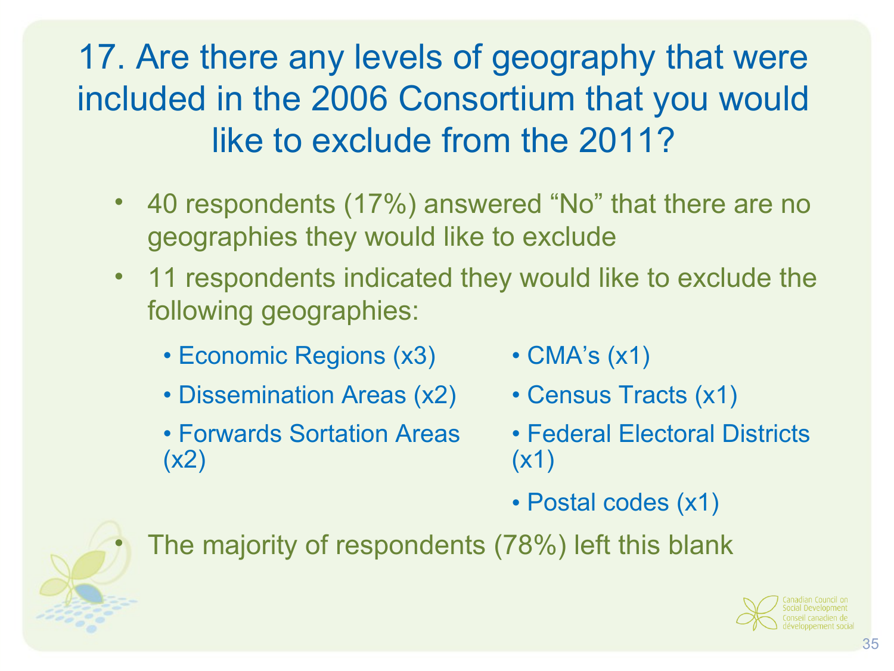# 17. Are there any levels of geography that were included in the 2006 Consortium that you would like to exclude from the 2011?

- 40 respondents (17%) answered “No” that there are no geographies they would like to exclude
- 11 respondents indicated they would like to exclude the following geographies:
  - Economic Regions (x3)
  - Dissemination Areas (x2)
  - Forwards Sortation Areas (x2)
  - CMA’s (x1)
  - Census Tracts (x1)
  - Federal Electoral Districts (x1)
  - Postal codes (x1)
- The majority of respondents (78%) left this blank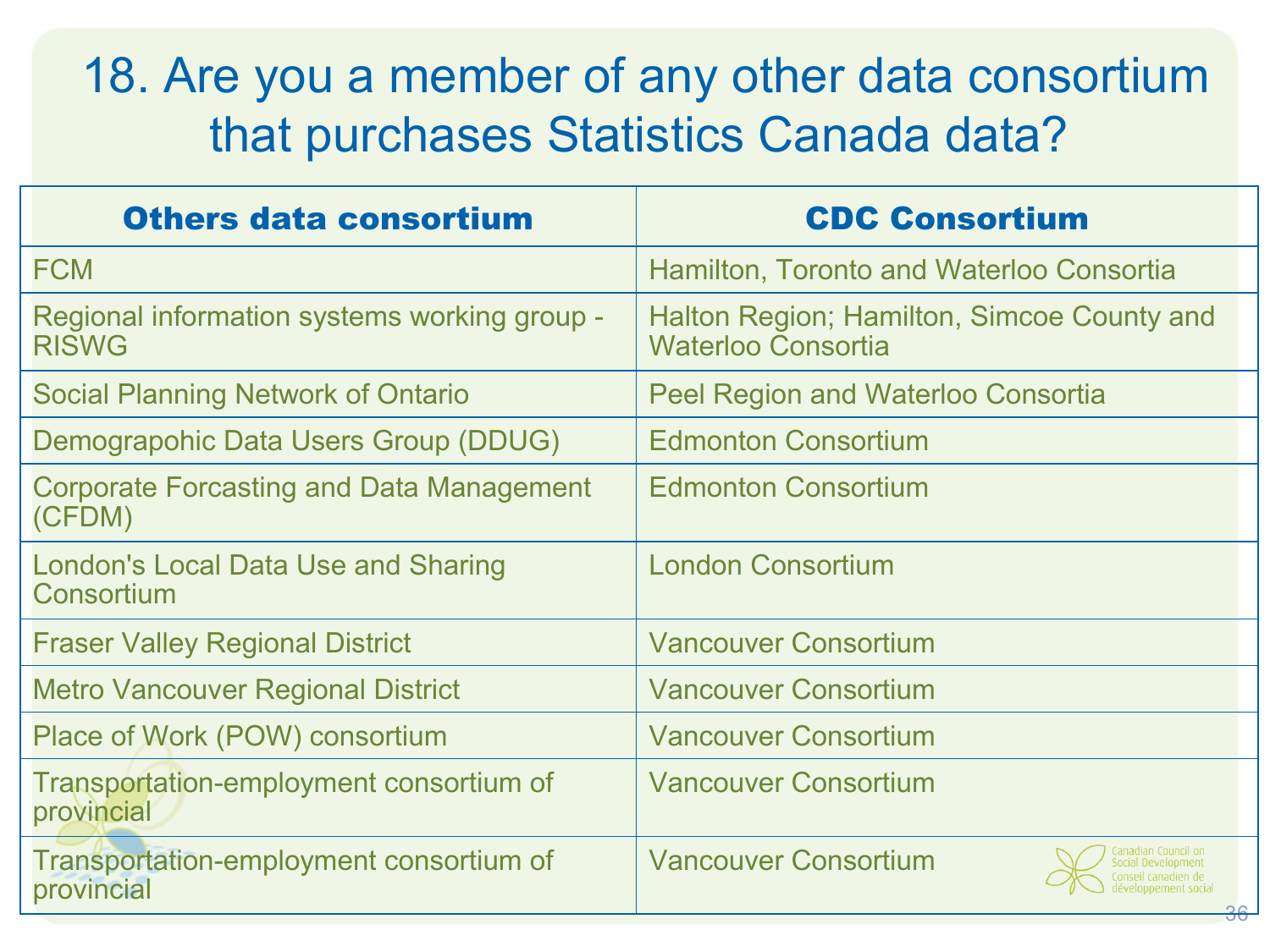# 18. Are you a member of any other data consortium that purchases Statistics Canada data?

| Others data consortium | CDC Consortium |
| --- | --- |
| FCM | Hamilton, Toronto and Waterloo Consortia |
| Regional information systems working group - RISWG | Halton Region; Hamilton, Simcoe County and Waterloo Consortia |
| Social Planning Network of Ontario | Peel Region and Waterloo Consortia |
| Demograpohic Data Users Group (DDUG) | Edmonton Consortium |
| Corporate Forcasting and Data Management (CFDM) | Edmonton Consortium |
| London's Local Data Use and Sharing Consortium | London Consortium |
| Fraser Valley Regional District | Vancouver Consortium |
| Metro Vancouver Regional District | Vancouver Consortium |
| Place of Work (POW) consortium | Vancouver Consortium |
| Transportation-employment consortium of provincial | Vancouver Consortium |
| Transportation-employment consortium of provincial | Vancouver Consortium |

Canadian Council on Social Development
Conseil canadien de développement social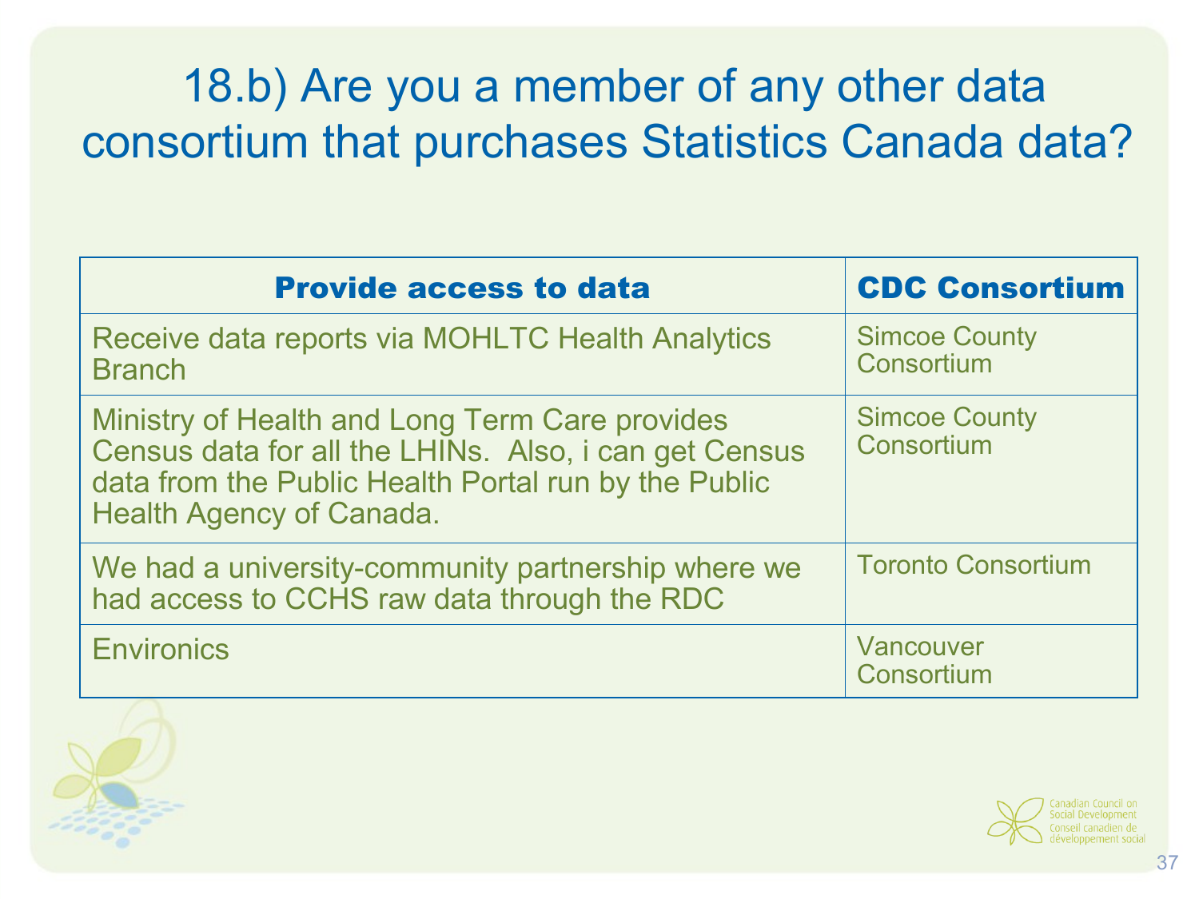# 18.b) Are you a member of any other data consortium that purchases Statistics Canada data?

| Provide access to data | CDC Consortium |
| --- | --- |
| Receive data reports via MOHLTC Health Analytics Branch | Simcoe County Consortium |
| Ministry of Health and Long Term Care provides Census data for all the LHINs. Also, i can get Census data from the Public Health Portal run by the Public Health Agency of Canada. | Simcoe County Consortium |
| We had a university-community partnership where we had access to CCHS raw data through the RDC | Toronto Consortium |
| Environics | Vancouver Consortium |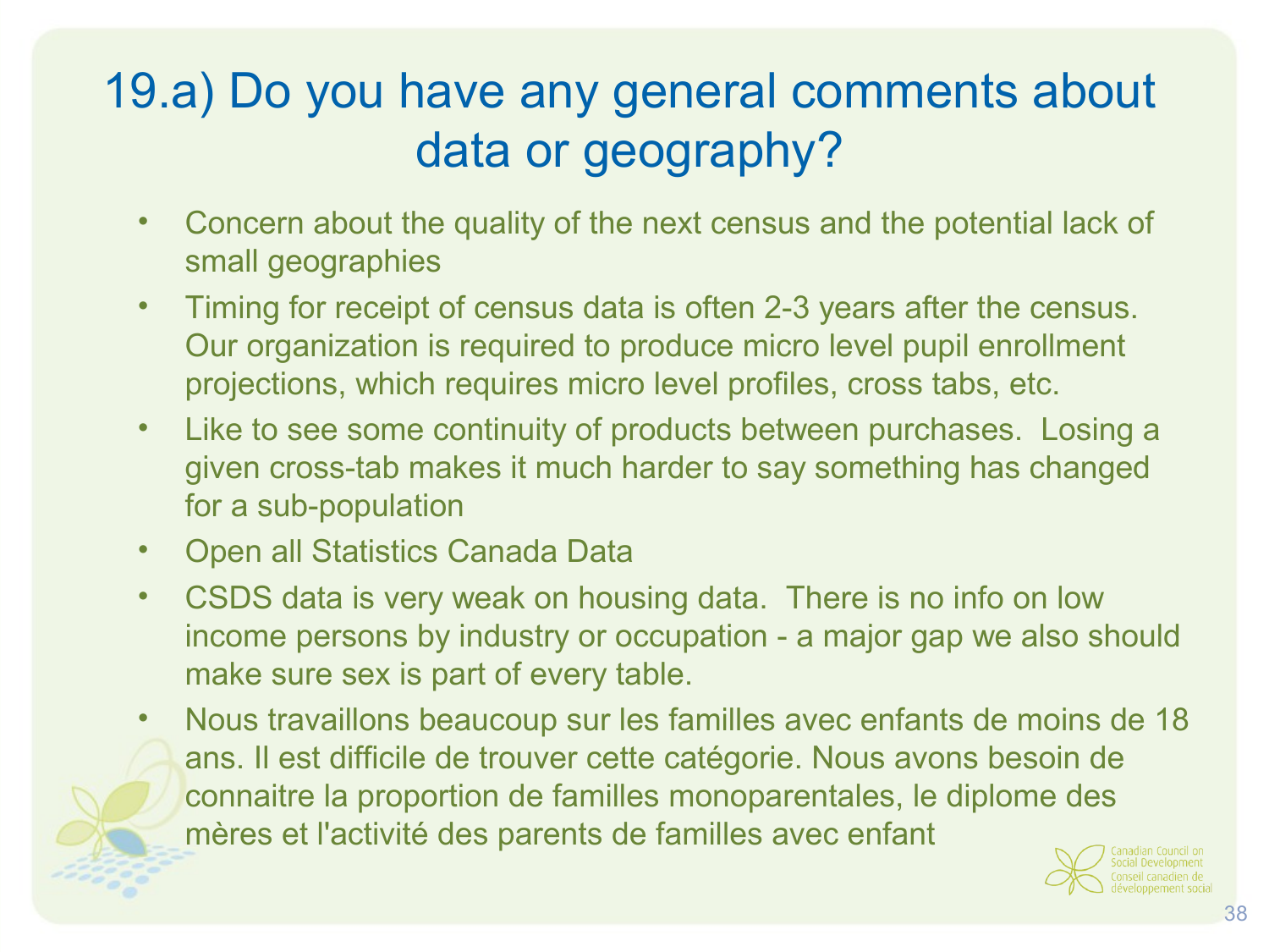# 19.a) Do you have any general comments about data or geography?

- Concern about the quality of the next census and the potential lack of small geographies
- Timing for receipt of census data is often 2-3 years after the census. Our organization is required to produce micro level pupil enrollment projections, which requires micro level profiles, cross tabs, etc.
- Like to see some continuity of products between purchases. Losing a given cross-tab makes it much harder to say something has changed for a sub-population
- Open all Statistics Canada Data
- CSDS data is very weak on housing data. There is no info on low income persons by industry or occupation - a major gap we also should make sure sex is part of every table.
- Nous travaillons beaucoup sur les familles avec enfants de moins de 18 ans. Il est difficile de trouver cette catégorie. Nous avons besoin de connaitre la proportion de familles monoparentales, le diplome des mères et l'activité des parents de familles avec enfant

Canadian Council on Social Development
Conseil canadien de développement social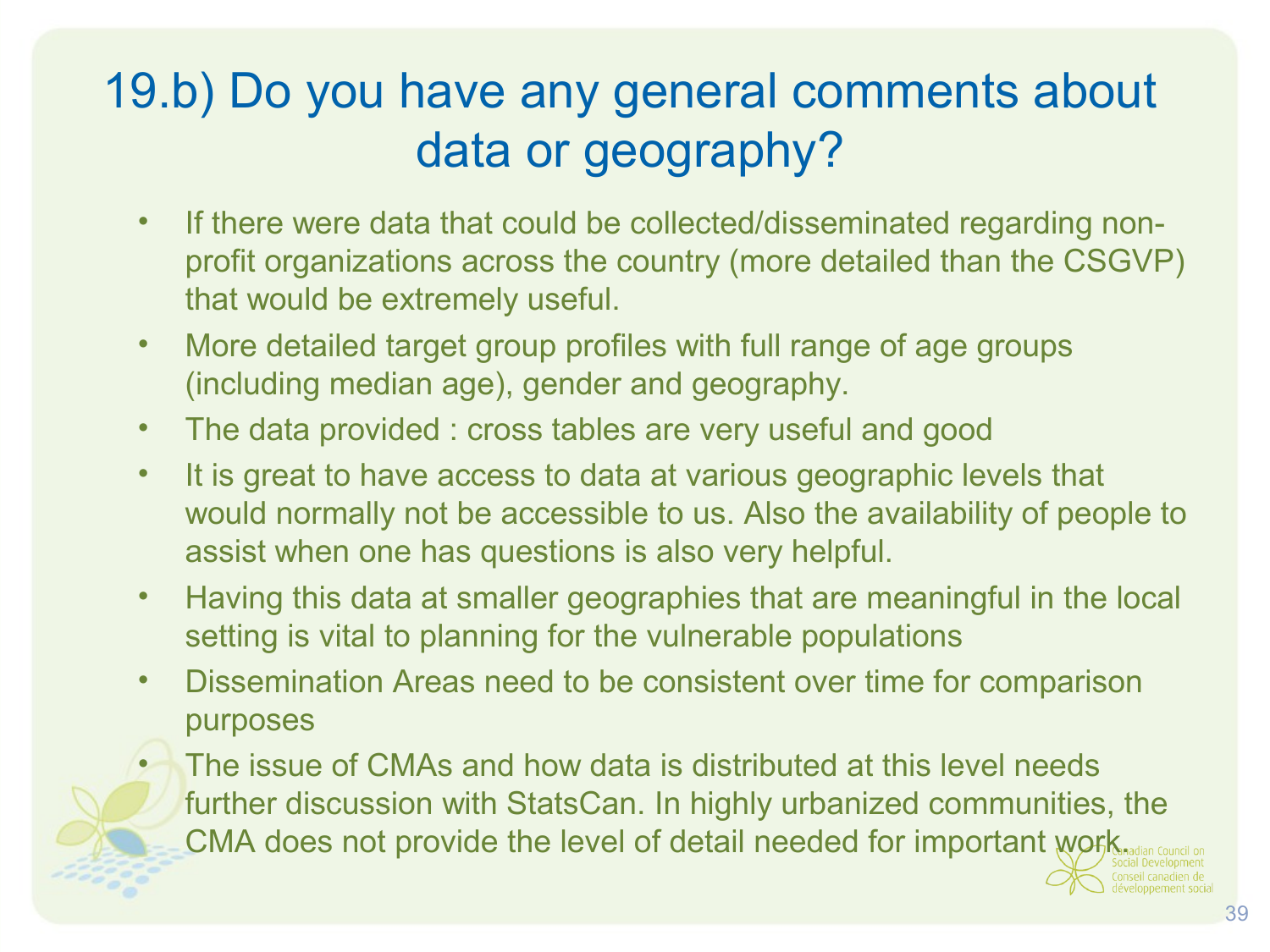# 19.b) Do you have any general comments about data or geography?

- If there were data that could be collected/disseminated regarding non-profit organizations across the country (more detailed than the CSGVP) that would be extremely useful.
- More detailed target group profiles with full range of age groups (including median age), gender and geography.
- The data provided : cross tables are very useful and good
- It is great to have access to data at various geographic levels that would normally not be accessible to us. Also the availability of people to assist when one has questions is also very helpful.
- Having this data at smaller geographies that are meaningful in the local setting is vital to planning for the vulnerable populations
- Dissemination Areas need to be consistent over time for comparison purposes
- The issue of CMAs and how data is distributed at this level needs further discussion with StatsCan. In highly urbanized communities, the CMA does not provide the level of detail needed for important work.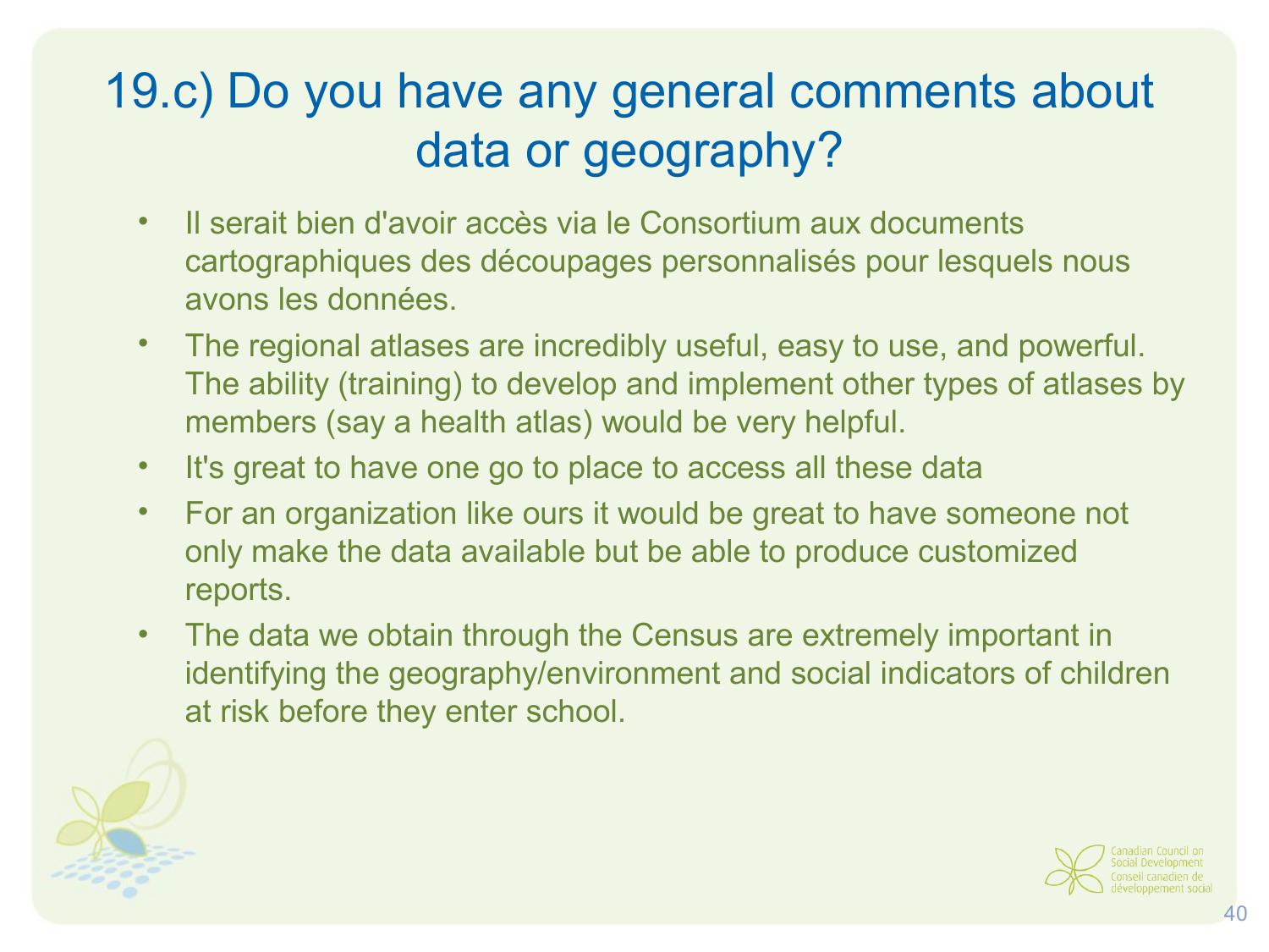# 19.c) Do you have any general comments about data or geography?

- Il serait bien d'avoir accès via le Consortium aux documents cartographiques des découpages personnalisés pour lesquels nous avons les données.
- The regional atlases are incredibly useful, easy to use, and powerful. The ability (training) to develop and implement other types of atlases by members (say a health atlas) would be very helpful.
- It's great to have one go to place to access all these data
- For an organization like ours it would be great to have someone not only make the data available but be able to produce customized reports.
- The data we obtain through the Census are extremely important in identifying the geography/environment and social indicators of children at risk before they enter school.

Canadian Council on Social Development
Conseil canadien de développement social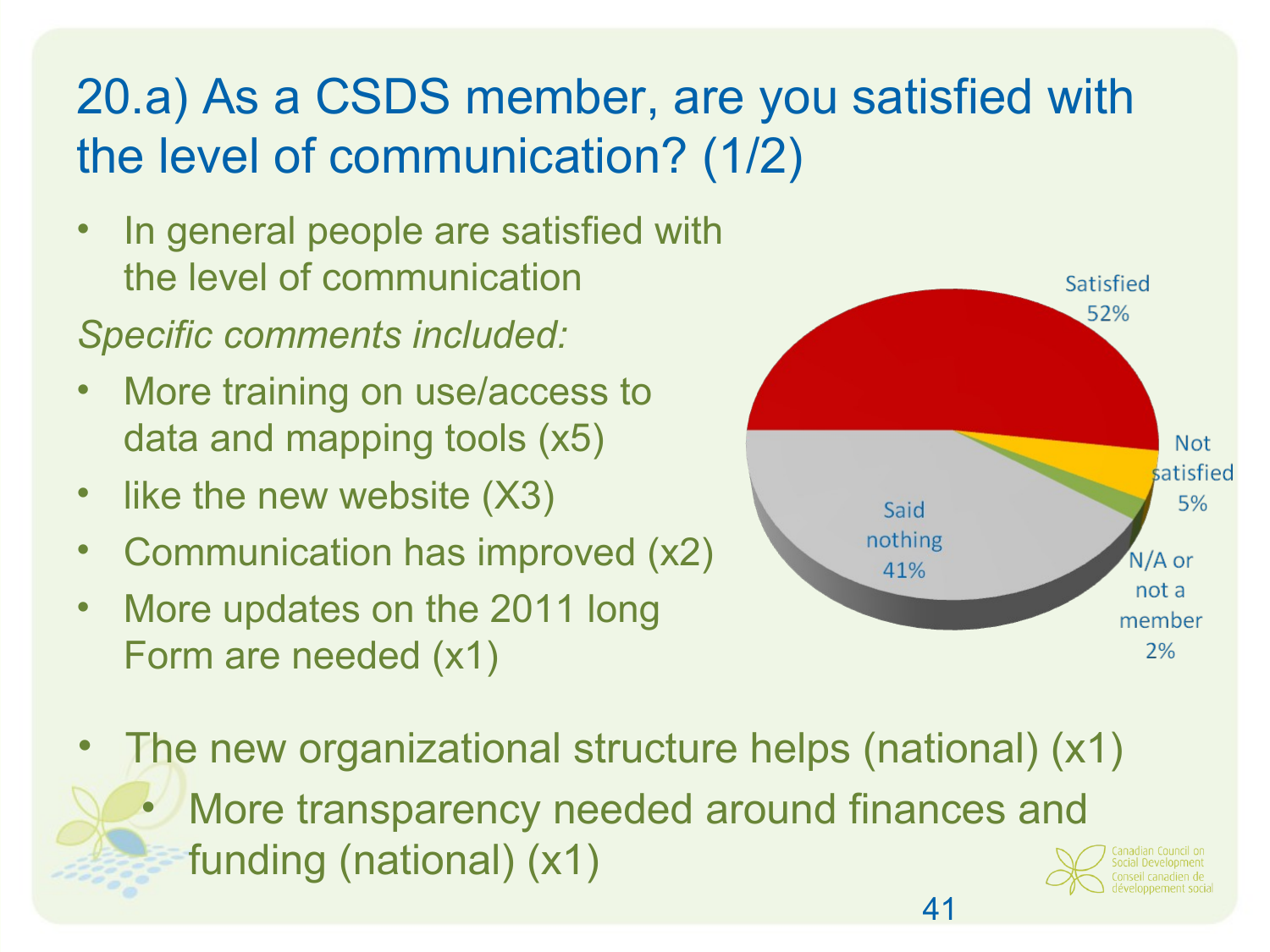# 20.a) As a CSDS member, are you satisfied with the level of communication? (1/2)

- In general people are satisfied with the level of communication

*Specific comments included:*

- More training on use/access to data and mapping tools (x5)
- like the new website (X3)
- Communication has improved (x2)
- More updates on the 2011 long Form are needed (x1)

Satisfied 52%

Not satisfied 5%

N/A or not a member 2%

Said nothing 41%

- The new organizational structure helps (national) (x1)
  - More transparency needed around finances and funding (national) (x1)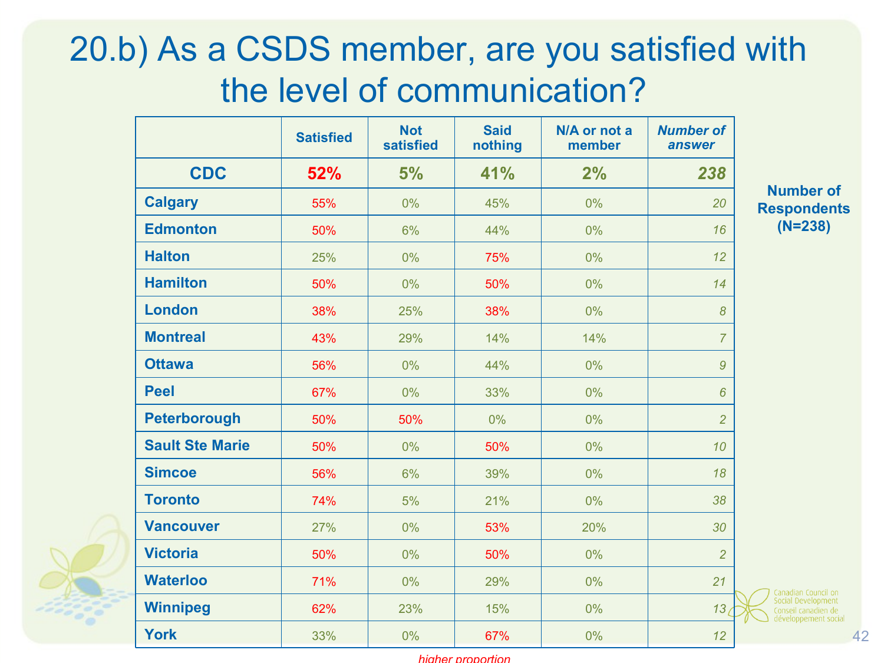# 20.b) As a CSDS member, are you satisfied with the level of communication?

| | Satisfied | Not satisfied | Said nothing | N/A or not a member | *Number of answer* |
|---|---|---|---|---|---|
| **CDC** | **52%** | **5%** | **41%** | **2%** | ***238*** |
| **Calgary** | 55% | 0% | 45% | 0% | *20* |
| **Edmonton** | 50% | 6% | 44% | 0% | *16* |
| **Halton** | 25% | 0% | 75% | 0% | *12* |
| **Hamilton** | 50% | 0% | 50% | 0% | *14* |
| **London** | 38% | 25% | 38% | 0% | *8* |
| **Montreal** | 43% | 29% | 14% | 14% | *7* |
| **Ottawa** | 56% | 0% | 44% | 0% | *9* |
| **Peel** | 67% | 0% | 33% | 0% | *6* |
| **Peterborough** | 50% | 50% | 0% | 0% | *2* |
| **Sault Ste Marie** | 50% | 0% | 50% | 0% | *10* |
| **Simcoe** | 56% | 6% | 39% | 0% | *18* |
| **Toronto** | 74% | 5% | 21% | 0% | *38* |
| **Vancouver** | 27% | 0% | 53% | 20% | *30* |
| **Victoria** | 50% | 0% | 50% | 0% | *2* |
| **Waterloo** | 71% | 0% | 29% | 0% | *21* |
| **Winnipeg** | 62% | 23% | 15% | 0% | *13* |
| **York** | 33% | 0% | 67% | 0% | *12* |

**Number of Respondents (N=238)**

*higher proportion*

Canadian Council on Social Development
Conseil canadien de développement social